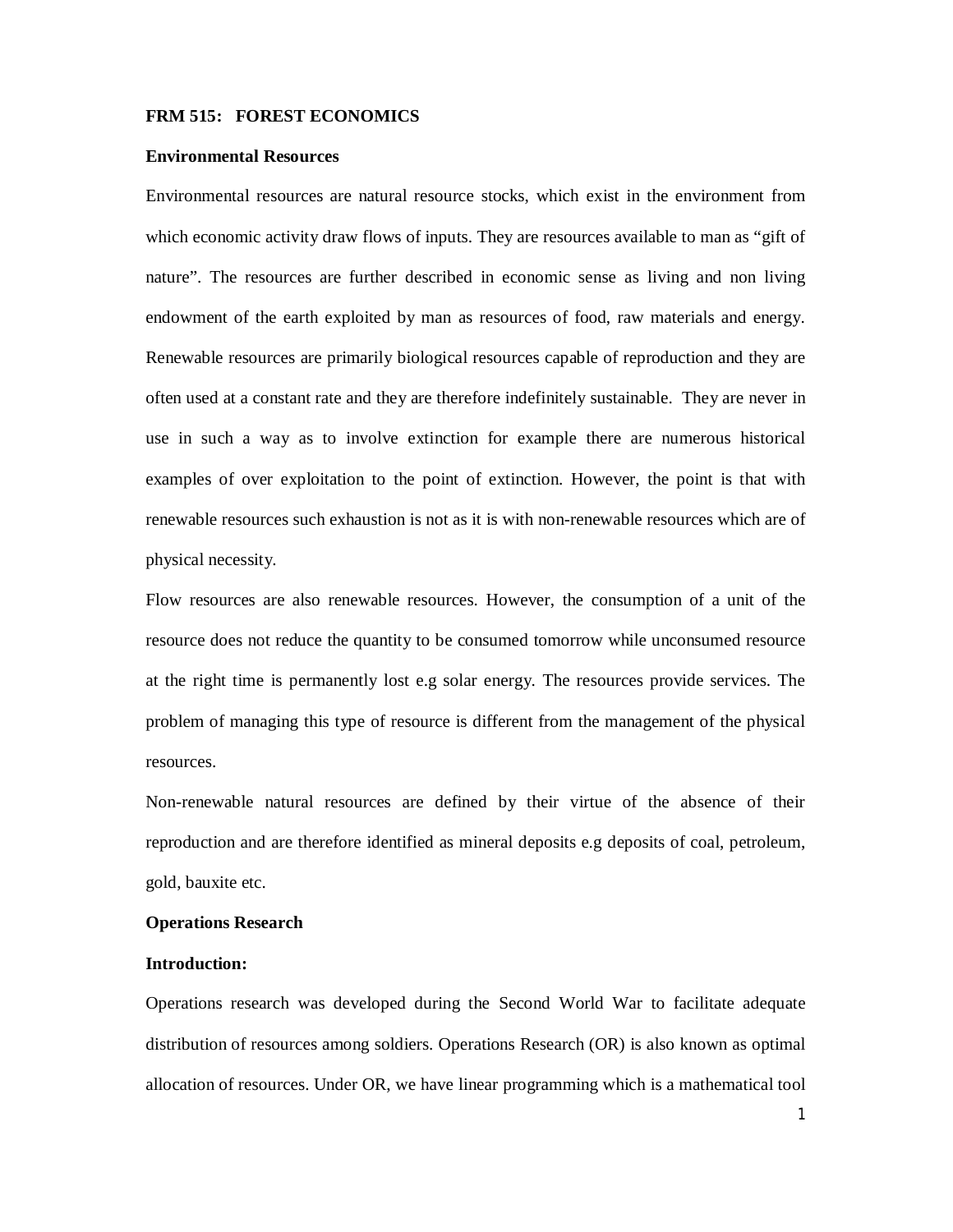**FRM 515: FOREST ECONOMICS**

**Environmental Resources**

Environmental resources are natural resource stocks, which exist in the environment from which economic activity draw flows of inputs. They are resources available to man as "gift of nature". The resources are further described in economic sense as living and non living endowment of the earth exploited by man as resources of food, raw materials and energy. Renewable resources are primarily biological resources capable of reproduction and they are often used at a constant rate and they are therefore indefinitely sustainable. They are never in use in such a way as to involve extinction for example there are numerous historical examples of over exploitation to the point of extinction. However, the point is that with renewable resources such exhaustion is not as it is with non-renewable resources which are of physical necessity.

Flow resources are also renewable resources. However, the consumption of a unit of the resource does not reduce the quantity to be consumed tomorrow while unconsumed resource at the right time is permanently lost e.g solar energy. The resources provide services. The problem of managing this type of resource is different from the management of the physical resources.

Non-renewable natural resources are defined by their virtue of the absence of their reproduction and are therefore identified as mineral deposits e.g deposits of coal, petroleum, gold, bauxite etc.

**Operations Research**

**Introduction:**

Operations research was developed during the Second World War to facilitate adequate distribution of resources among soldiers. Operations Research (OR) is also known as optimal allocation of resources. Under OR, we have linear programming which is a mathematical tool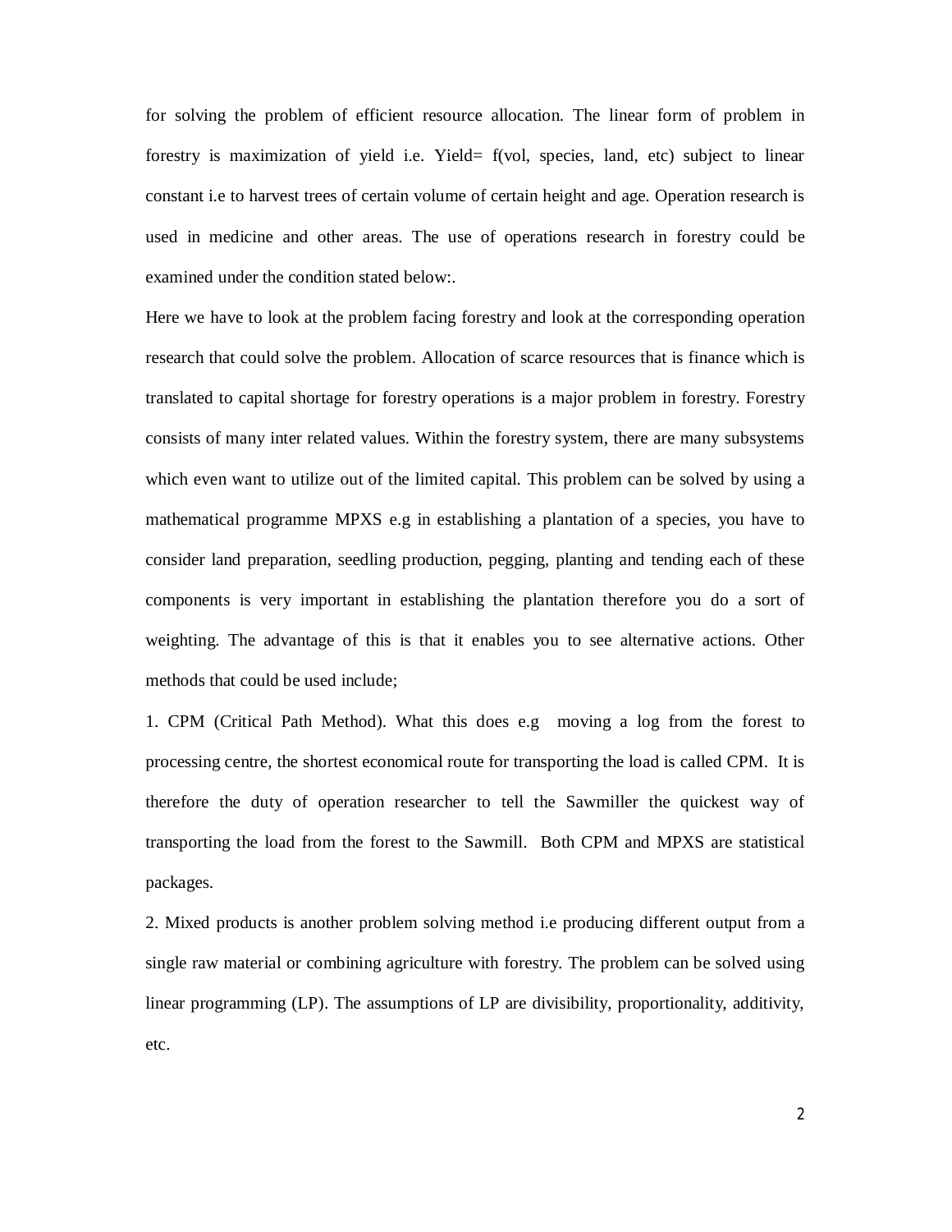for solving the problem of efficient resource allocation. The linear form of problem in forestry is maximization of yield i.e. Yield= f(vol, species, land, etc) subject to linear constant i.e to harvest trees of certain volume of certain height and age. Operation research is used in medicine and other areas. The use of operations research in forestry could be examined under the condition stated below:.

Here we have to look at the problem facing forestry and look at the corresponding operation research that could solve the problem. Allocation of scarce resources that is finance which is translated to capital shortage for forestry operations is a major problem in forestry. Forestry consists of many inter related values. Within the forestry system, there are many subsystems which even want to utilize out of the limited capital. This problem can be solved by using a mathematical programme MPXS e.g in establishing a plantation of a species, you have to consider land preparation, seedling production, pegging, planting and tending each of these components is very important in establishing the plantation therefore you do a sort of weighting. The advantage of this is that it enables you to see alternative actions. Other methods that could be used include;

1. CPM (Critical Path Method). What this does e.g moving a log from the forest to processing centre, the shortest economical route for transporting the load is called CPM. It is therefore the duty of operation researcher to tell the Sawmiller the quickest way of transporting the load from the forest to the Sawmill. Both CPM and MPXS are statistical packages.

2. Mixed products is another problem solving method i.e producing different output from a single raw material or combining agriculture with forestry. The problem can be solved using linear programming (LP). The assumptions of LP are divisibility, proportionality, additivity, etc.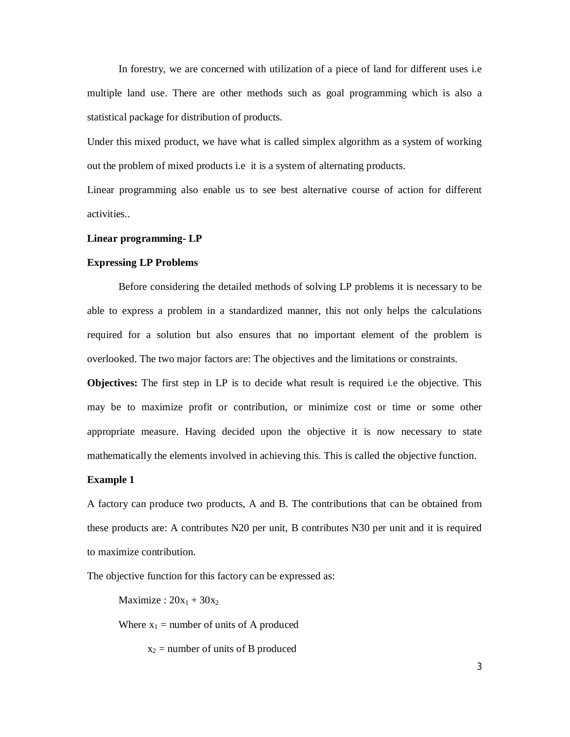In forestry, we are concerned with utilization of a piece of land for different uses i.e multiple land use. There are other methods such as goal programming which is also a statistical package for distribution of products.

Under this mixed product, we have what is called simplex algorithm as a system of working out the problem of mixed products i.e it is a system of alternating products.

Linear programming also enable us to see best alternative course of action for different activities..

**Linear programming- LP**

**Expressing LP Problems**

Before considering the detailed methods of solving LP problems it is necessary to be able to express a problem in a standardized manner, this not only helps the calculations required for a solution but also ensures that no important element of the problem is overlooked. The two major factors are: The objectives and the limitations or constraints.

**Objectives:** The first step in LP is to decide what result is required i.e the objective. This may be to maximize profit or contribution, or minimize cost or time or some other appropriate measure. Having decided upon the objective it is now necessary to state mathematically the elements involved in achieving this. This is called the objective function.

**Example 1**

A factory can produce two products, A and B. The contributions that can be obtained from these products are: A contributes N20 per unit, B contributes N30 per unit and it is required to maximize contribution.

The objective function for this factory can be expressed as:

Maximize : $20x_1 + 30x_2$

Where $x_1$ = number of units of A produced

$x_2$ = number of units of B produced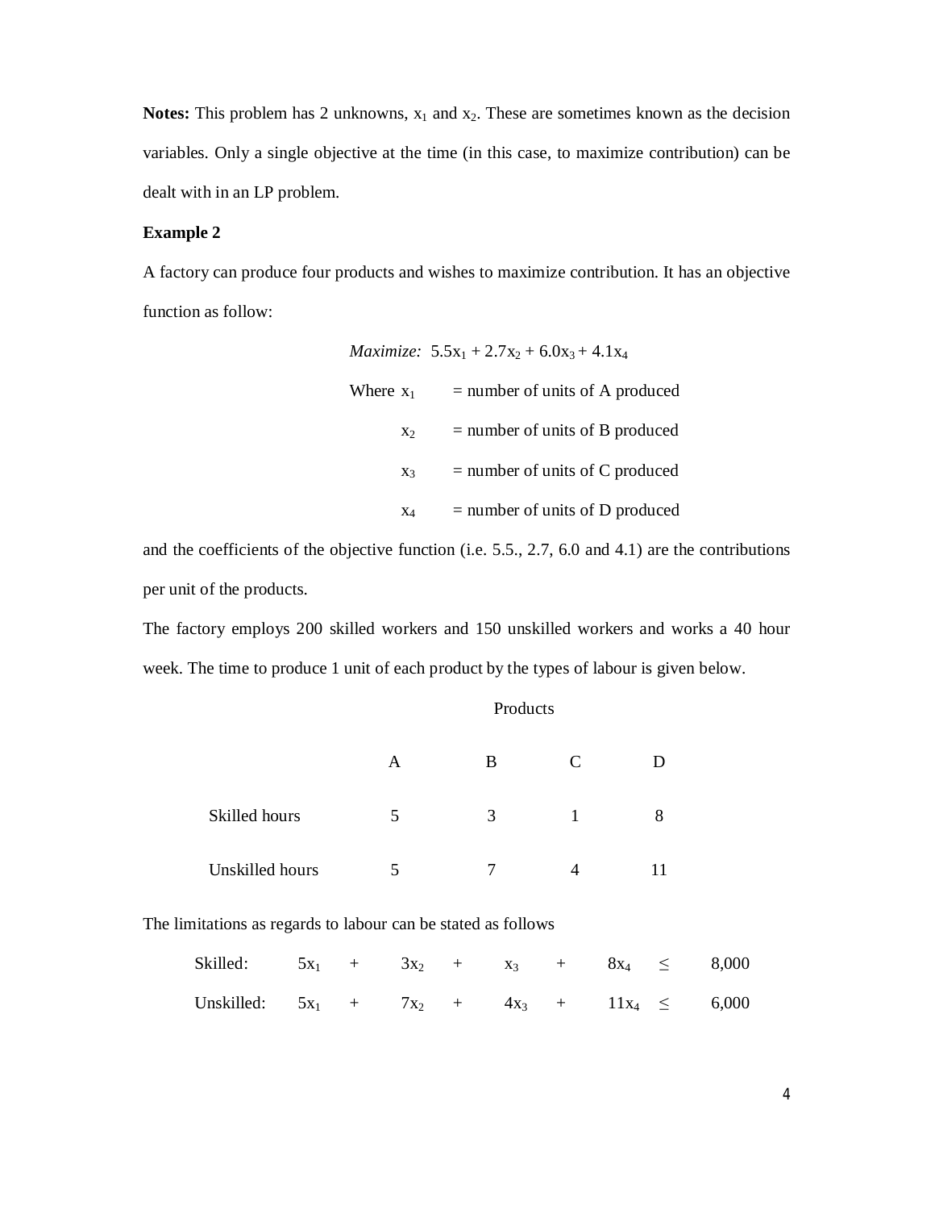**Notes:** This problem has 2 unknowns, $x_1$ and $x_2$. These are sometimes known as the decision variables. Only a single objective at the time (in this case, to maximize contribution) can be dealt with in an LP problem.

**Example 2**

A factory can produce four products and wishes to maximize contribution. It has an objective function as follow:

*Maximize:* $5.5x_1 + 2.7x_2 + 6.0x_3 + 4.1x_4$

Where $x_1$ = number of units of A produced

$x_2$ = number of units of B produced

$x_3$ = number of units of C produced

$x_4$ = number of units of D produced

and the coefficients of the objective function (i.e. 5.5., 2.7, 6.0 and 4.1) are the contributions per unit of the products.

The factory employs 200 skilled workers and 150 unskilled workers and works a 40 hour week. The time to produce 1 unit of each product by the types of labour is given below.

| | Products | | | |
|---|---|---|---|---|
| | A | B | C | D |
| Skilled hours | 5 | 3 | 1 | 8 |
| Unskilled hours | 5 | 7 | 4 | 11 |

The limitations as regards to labour can be stated as follows

Skilled: $5x_1 + 3x_2 + x_3 + 8x_4 \leq 8{,}000$

Unskilled: $5x_1 + 7x_2 + 4x_3 + 11x_4 \leq 6{,}000$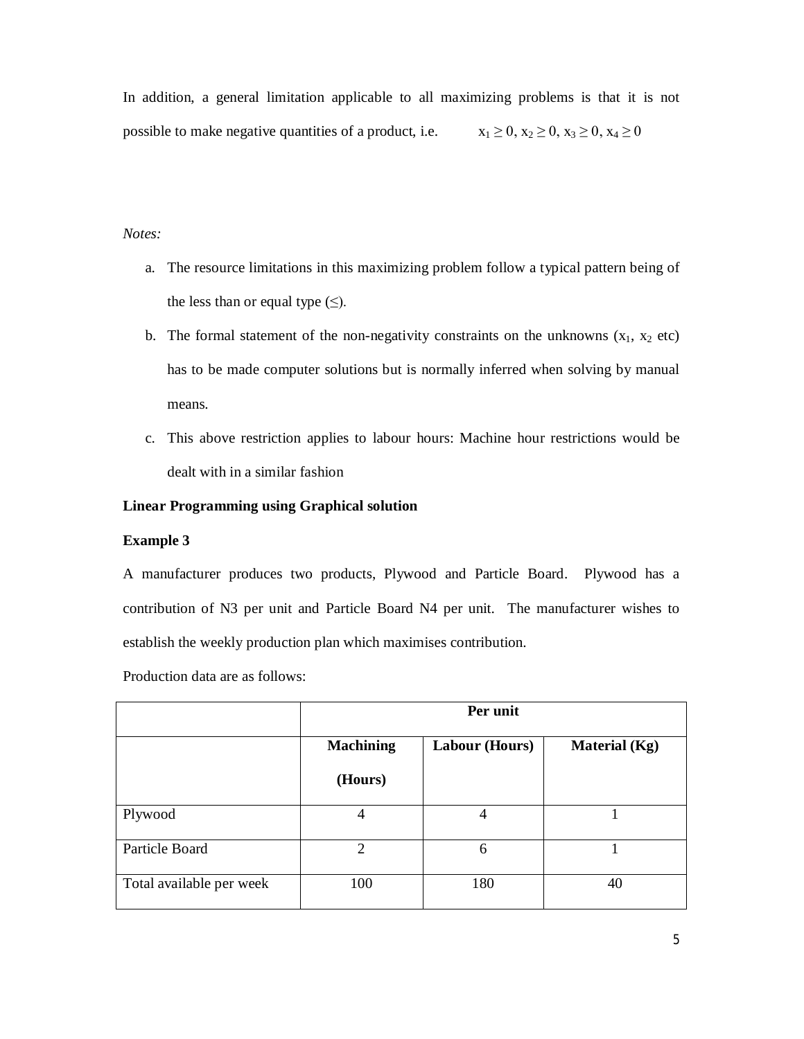In addition, a general limitation applicable to all maximizing problems is that it is not possible to make negative quantities of a product, i.e. $x_1 \geq 0$, $x_2 \geq 0$, $x_3 \geq 0$, $x_4 \geq 0$

*Notes:*

a. The resource limitations in this maximizing problem follow a typical pattern being of the less than or equal type (≤).

b. The formal statement of the non-negativity constraints on the unknowns ($x_1$, $x_2$ etc) has to be made computer solutions but is normally inferred when solving by manual means.

c. This above restriction applies to labour hours: Machine hour restrictions would be dealt with in a similar fashion

**Linear Programming using Graphical solution**

**Example 3**

A manufacturer produces two products, Plywood and Particle Board. Plywood has a contribution of N3 per unit and Particle Board N4 per unit. The manufacturer wishes to establish the weekly production plan which maximises contribution.

Production data are as follows:

| | **Per unit** | | |
|---|---|---|---|
| | **Machining (Hours)** | **Labour (Hours)** | **Material (Kg)** |
| Plywood | 4 | 4 | 1 |
| Particle Board | 2 | 6 | 1 |
| Total available per week | 100 | 180 | 40 |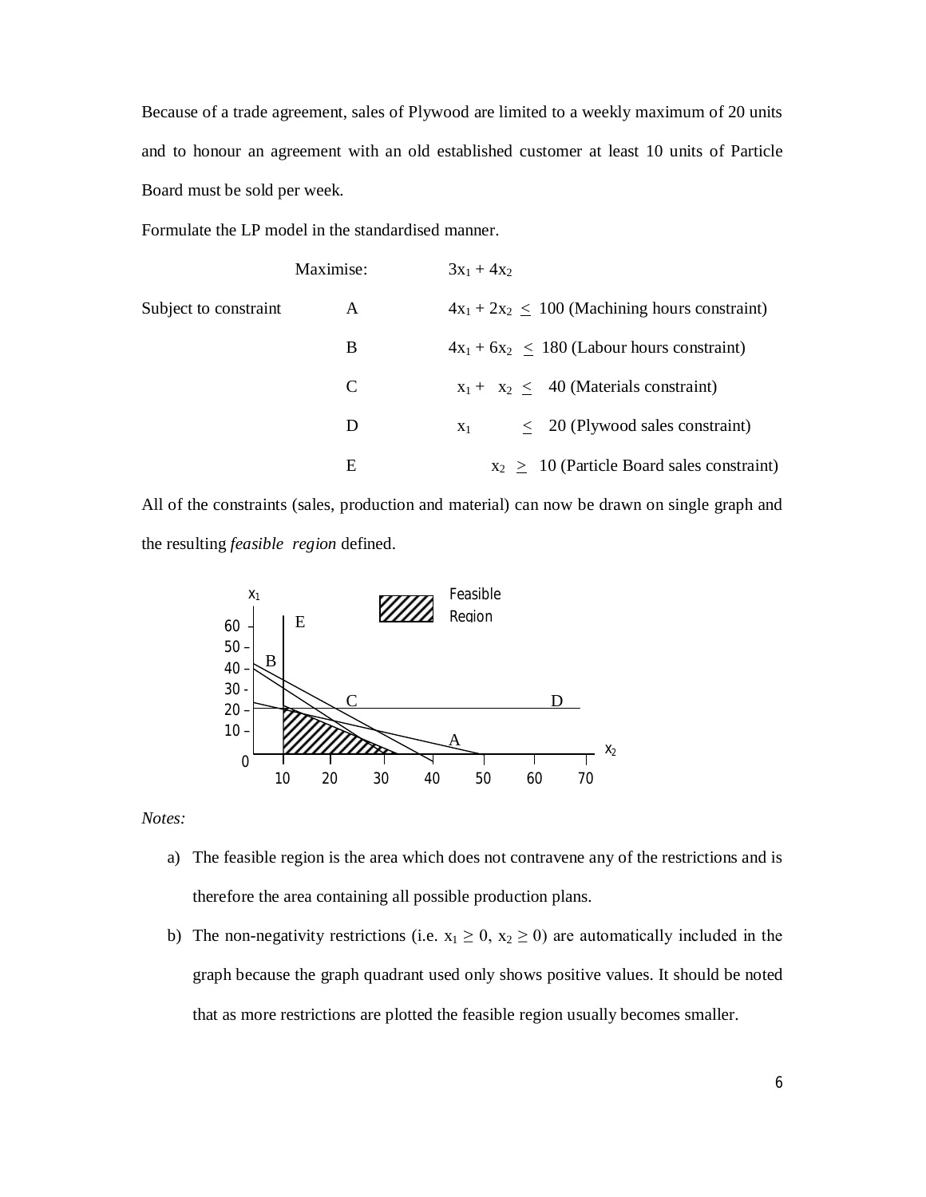Because of a trade agreement, sales of Plywood are limited to a weekly maximum of 20 units and to honour an agreement with an old established customer at least 10 units of Particle Board must be sold per week.

Formulate the LP model in the standardised manner.

| | | |
|---|---|---|
| | Maximise: | $3x_1 + 4x_2$ |
| Subject to constraint | A | $4x_1 + 2x_2 \leq 100$ (Machining hours constraint) |
| | B | $4x_1 + 6x_2 \leq 180$ (Labour hours constraint) |
| | C | $x_1 + x_2 \leq 40$ (Materials constraint) |
| | D | $x_1 \leq 20$ (Plywood sales constraint) |
| | E | $x_2 \geq 10$ (Particle Board sales constraint) |

All of the constraints (sales, production and material) can now be drawn on single graph and the resulting *feasible region* defined.

*Notes:*

a) The feasible region is the area which does not contravene any of the restrictions and is therefore the area containing all possible production plans.

b) The non-negativity restrictions (i.e. $x_1 \geq 0$, $x_2 \geq 0$) are automatically included in the graph because the graph quadrant used only shows positive values. It should be noted that as more restrictions are plotted the feasible region usually becomes smaller.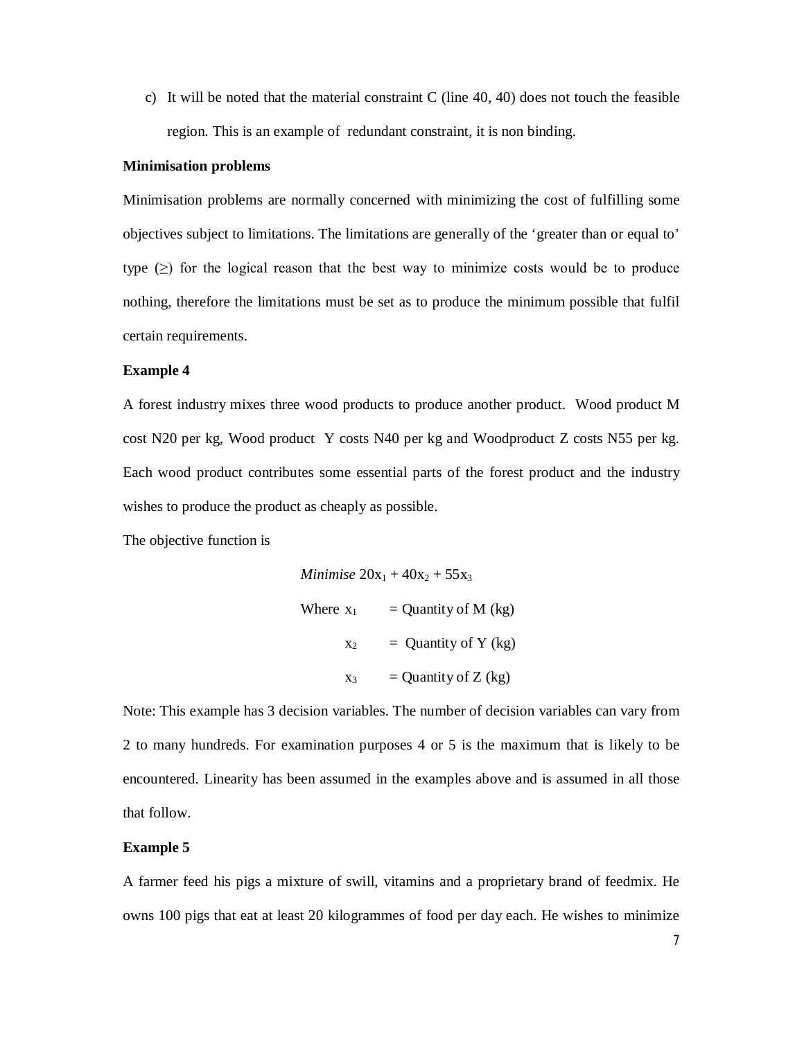c) It will be noted that the material constraint C (line 40, 40) does not touch the feasible region. This is an example of redundant constraint, it is non binding.

**Minimisation problems**

Minimisation problems are normally concerned with minimizing the cost of fulfilling some objectives subject to limitations. The limitations are generally of the ‘greater than or equal to’ type (≥) for the logical reason that the best way to minimize costs would be to produce nothing, therefore the limitations must be set as to produce the minimum possible that fulfil certain requirements.

**Example 4**

A forest industry mixes three wood products to produce another product. Wood product M cost N20 per kg, Wood product Y costs N40 per kg and Woodproduct Z costs N55 per kg. Each wood product contributes some essential parts of the forest product and the industry wishes to produce the product as cheaply as possible.

The objective function is

$$\textit{Minimise } 20x_1 + 40x_2 + 55x_3$$

Where $x_1$ = Quantity of M (kg)

$x_2$ = Quantity of Y (kg)

$x_3$ = Quantity of Z (kg)

Note: This example has 3 decision variables. The number of decision variables can vary from 2 to many hundreds. For examination purposes 4 or 5 is the maximum that is likely to be encountered. Linearity has been assumed in the examples above and is assumed in all those that follow.

**Example 5**

A farmer feed his pigs a mixture of swill, vitamins and a proprietary brand of feedmix. He owns 100 pigs that eat at least 20 kilogrammes of food per day each. He wishes to minimize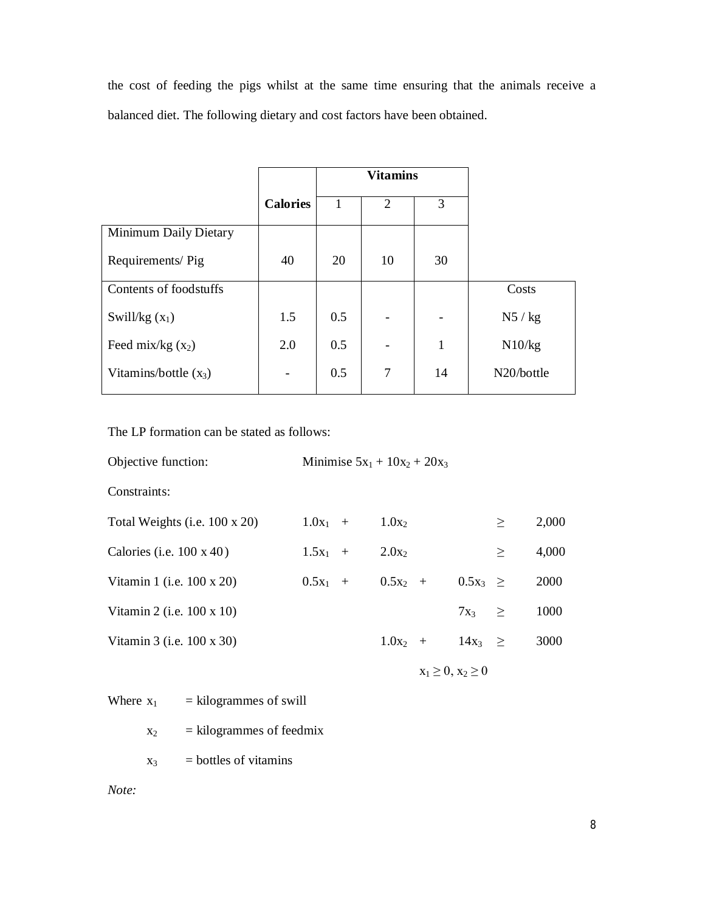the cost of feeding the pigs whilst at the same time ensuring that the animals receive a balanced diet. The following dietary and cost factors have been obtained.

| | Calories | Vitamins | | | |
|---|---|---|---|---|---|
| | | 1 | 2 | 3 | |
| Minimum Daily Dietary Requirements/ Pig | 40 | 20 | 10 | 30 | |
| Contents of foodstuffs | | | | | Costs |
| Swill/kg ($x_1$) | 1.5 | 0.5 | - | - | N5 / kg |
| Feed mix/kg ($x_2$) | 2.0 | 0.5 | - | 1 | N10/kg |
| Vitamins/bottle ($x_3$) | - | 0.5 | 7 | 14 | N20/bottle |

The LP formation can be stated as follows:

Objective function: Minimise $5x_1 + 10x_2 + 20x_3$

Constraints:

| | | |
|---|---|---|
| Total Weights (i.e. 100 x 20) | $1.0x_1 + 1.0x_2$ | $\geq$ 2,000 |
| Calories (i.e. 100 x 40) | $1.5x_1 + 2.0x_2$ | $\geq$ 4,000 |
| Vitamin 1 (i.e. 100 x 20) | $0.5x_1 + 0.5x_2 + 0.5x_3$ | $\geq$ 2000 |
| Vitamin 2 (i.e. 100 x 10) | $7x_3$ | $\geq$ 1000 |
| Vitamin 3 (i.e. 100 x 30) | $1.0x_2 + 14x_3$ | $\geq$ 3000 |

$x_1 \geq 0, x_2 \geq 0$

Where $x_1$ = kilogrammes of swill

$x_2$ = kilogrammes of feedmix

$x_3$ = bottles of vitamins

*Note:*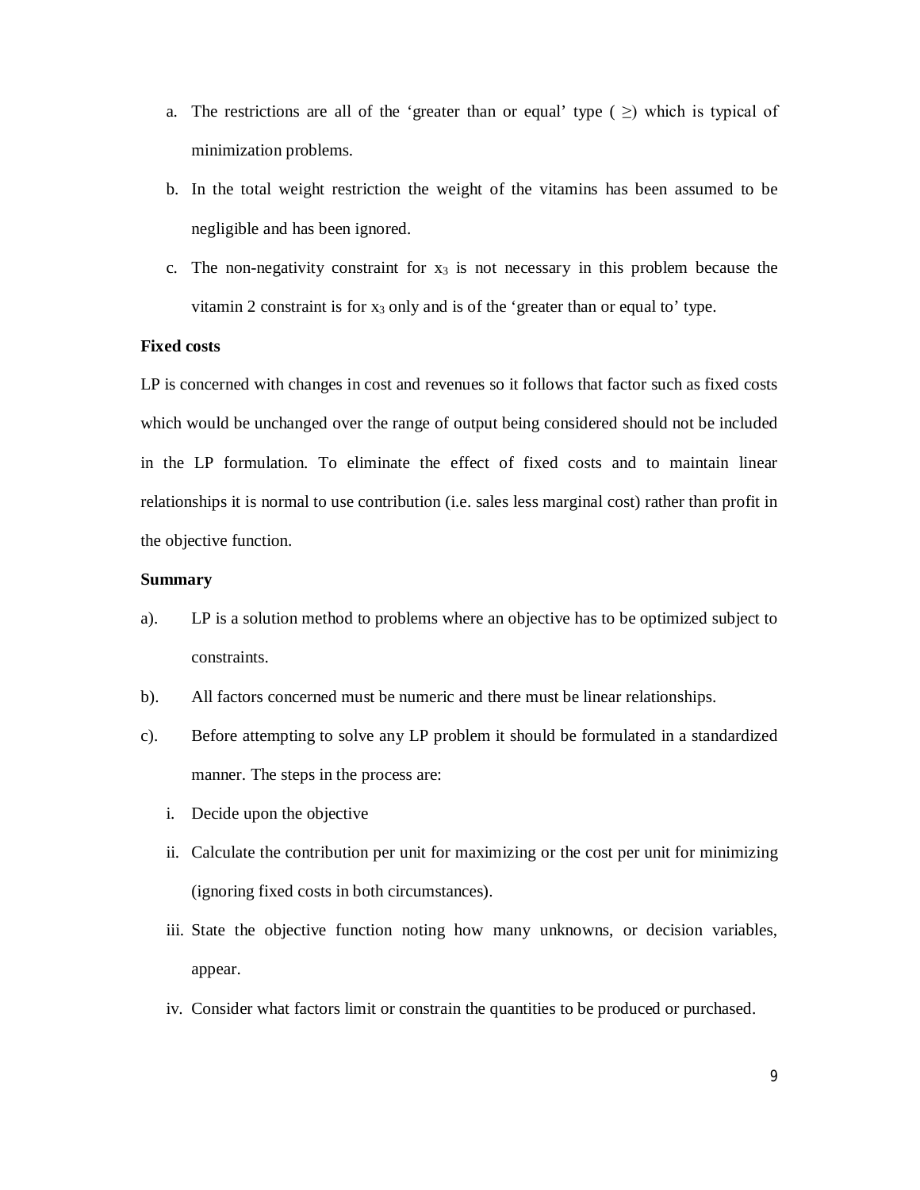a. The restrictions are all of the 'greater than or equal' type ( $\geq$) which is typical of minimization problems.

b. In the total weight restriction the weight of the vitamins has been assumed to be negligible and has been ignored.

c. The non-negativity constraint for $x_3$ is not necessary in this problem because the vitamin 2 constraint is for $x_3$ only and is of the 'greater than or equal to' type.

**Fixed costs**

LP is concerned with changes in cost and revenues so it follows that factor such as fixed costs which would be unchanged over the range of output being considered should not be included in the LP formulation. To eliminate the effect of fixed costs and to maintain linear relationships it is normal to use contribution (i.e. sales less marginal cost) rather than profit in the objective function.

**Summary**

a). LP is a solution method to problems where an objective has to be optimized subject to constraints.

b). All factors concerned must be numeric and there must be linear relationships.

c). Before attempting to solve any LP problem it should be formulated in a standardized manner. The steps in the process are:

   i. Decide upon the objective

   ii. Calculate the contribution per unit for maximizing or the cost per unit for minimizing (ignoring fixed costs in both circumstances).

   iii. State the objective function noting how many unknowns, or decision variables, appear.

   iv. Consider what factors limit or constrain the quantities to be produced or purchased.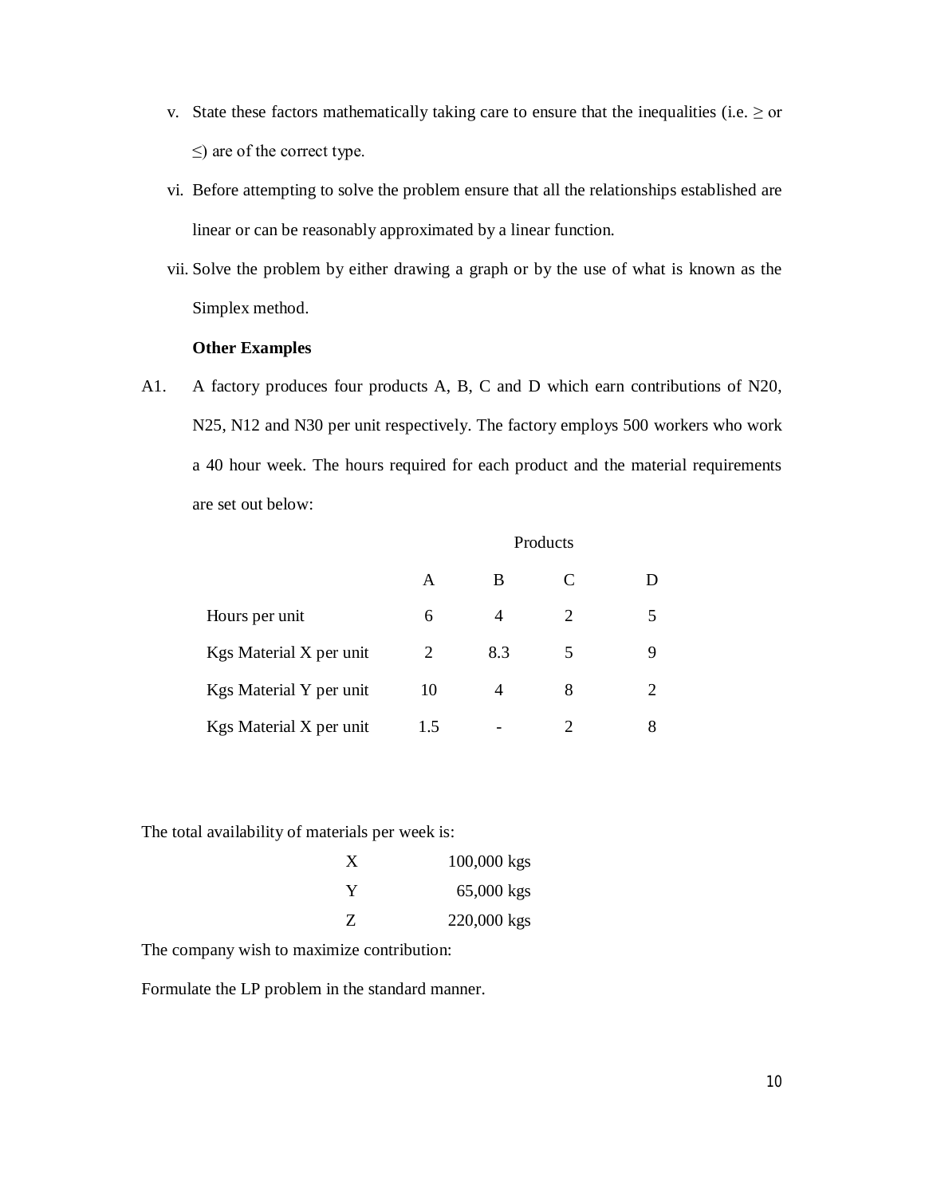v. State these factors mathematically taking care to ensure that the inequalities (i.e. ≥ or ≤) are of the correct type.

vi. Before attempting to solve the problem ensure that all the relationships established are linear or can be reasonably approximated by a linear function.

vii. Solve the problem by either drawing a graph or by the use of what is known as the Simplex method.

**Other Examples**

A1. A factory produces four products A, B, C and D which earn contributions of N20, N25, N12 and N30 per unit respectively. The factory employs 500 workers who work a 40 hour week. The hours required for each product and the material requirements are set out below:

| | Products | | | |
|---|---|---|---|---|
| | A | B | C | D |
| Hours per unit | 6 | 4 | 2 | 5 |
| Kgs Material X per unit | 2 | 8.3 | 5 | 9 |
| Kgs Material Y per unit | 10 | 4 | 8 | 2 |
| Kgs Material X per unit | 1.5 | - | 2 | 8 |

The total availability of materials per week is:

| | |
|---|---|
| X | 100,000 kgs |
| Y | 65,000 kgs |
| Z | 220,000 kgs |

The company wish to maximize contribution:

Formulate the LP problem in the standard manner.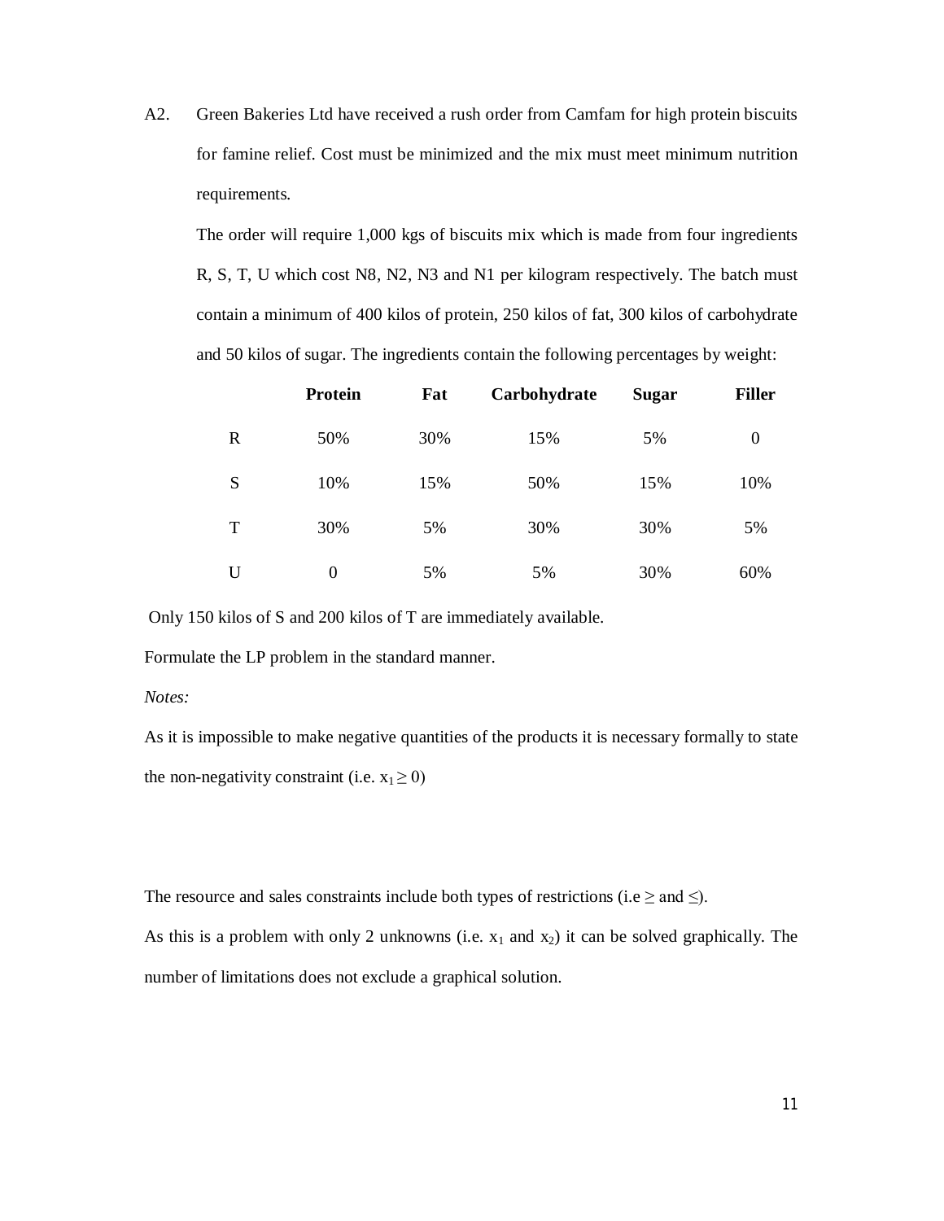A2. Green Bakeries Ltd have received a rush order from Camfam for high protein biscuits for famine relief. Cost must be minimized and the mix must meet minimum nutrition requirements.

The order will require 1,000 kgs of biscuits mix which is made from four ingredients R, S, T, U which cost N8, N2, N3 and N1 per kilogram respectively. The batch must contain a minimum of 400 kilos of protein, 250 kilos of fat, 300 kilos of carbohydrate and 50 kilos of sugar. The ingredients contain the following percentages by weight:

| | **Protein** | **Fat** | **Carbohydrate** | **Sugar** | **Filler** |
|---|---|---|---|---|---|
| R | 50% | 30% | 15% | 5% | 0 |
| S | 10% | 15% | 50% | 15% | 10% |
| T | 30% | 5% | 30% | 30% | 5% |
| U | 0 | 5% | 5% | 30% | 60% |

Only 150 kilos of S and 200 kilos of T are immediately available.

Formulate the LP problem in the standard manner.

*Notes:*

As it is impossible to make negative quantities of the products it is necessary formally to state the non-negativity constraint (i.e. $x_1 \geq 0$)

The resource and sales constraints include both types of restrictions (i.e $\geq$ and $\leq$).

As this is a problem with only 2 unknowns (i.e. $x_1$ and $x_2$) it can be solved graphically. The number of limitations does not exclude a graphical solution.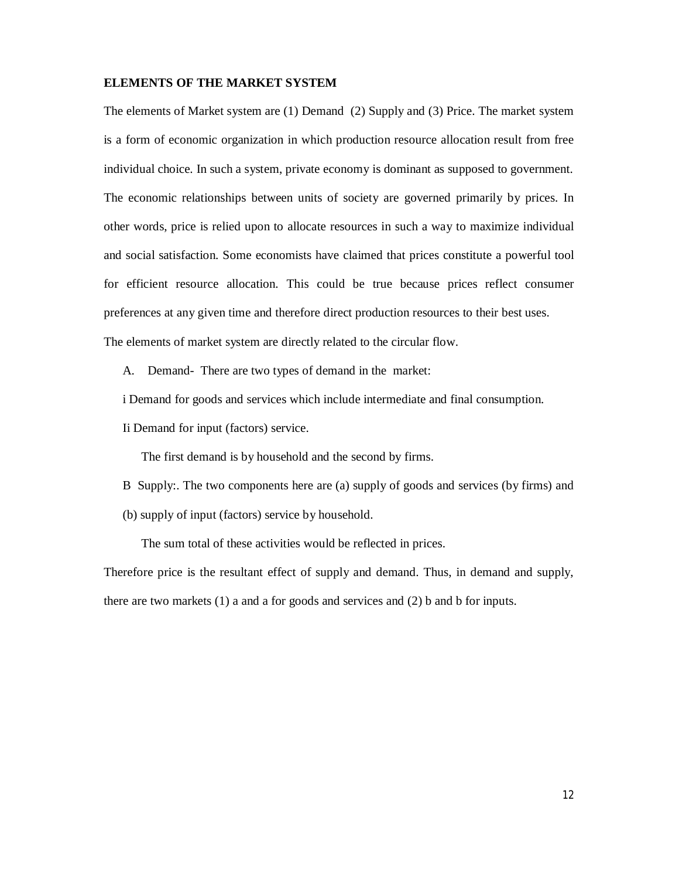**ELEMENTS OF THE MARKET SYSTEM**

The elements of Market system are (1) Demand (2) Supply and (3) Price. The market system is a form of economic organization in which production resource allocation result from free individual choice. In such a system, private economy is dominant as supposed to government. The economic relationships between units of society are governed primarily by prices. In other words, price is relied upon to allocate resources in such a way to maximize individual and social satisfaction. Some economists have claimed that prices constitute a powerful tool for efficient resource allocation. This could be true because prices reflect consumer preferences at any given time and therefore direct production resources to their best uses.

The elements of market system are directly related to the circular flow.

A. Demand- There are two types of demand in the market:

i Demand for goods and services which include intermediate and final consumption.

Ii Demand for input (factors) service.

The first demand is by household and the second by firms.

B Supply:. The two components here are (a) supply of goods and services (by firms) and (b) supply of input (factors) service by household.

The sum total of these activities would be reflected in prices.

Therefore price is the resultant effect of supply and demand. Thus, in demand and supply, there are two markets (1) a and a for goods and services and (2) b and b for inputs.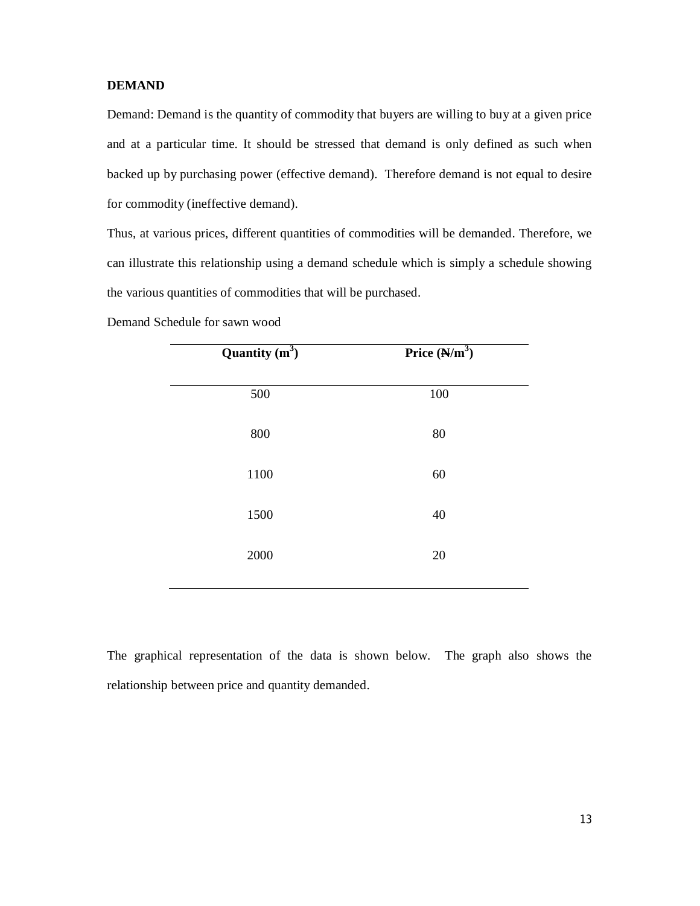**DEMAND**

Demand: Demand is the quantity of commodity that buyers are willing to buy at a given price and at a particular time. It should be stressed that demand is only defined as such when backed up by purchasing power (effective demand). Therefore demand is not equal to desire for commodity (ineffective demand).

Thus, at various prices, different quantities of commodities will be demanded. Therefore, we can illustrate this relationship using a demand schedule which is simply a schedule showing the various quantities of commodities that will be purchased.

Demand Schedule for sawn wood

| **Quantity ($m^3$)** | **Price (₦/$m^3$)** |
|---|---|
| 500 | 100 |
| 800 | 80 |
| 1100 | 60 |
| 1500 | 40 |
| 2000 | 20 |

The graphical representation of the data is shown below. The graph also shows the relationship between price and quantity demanded.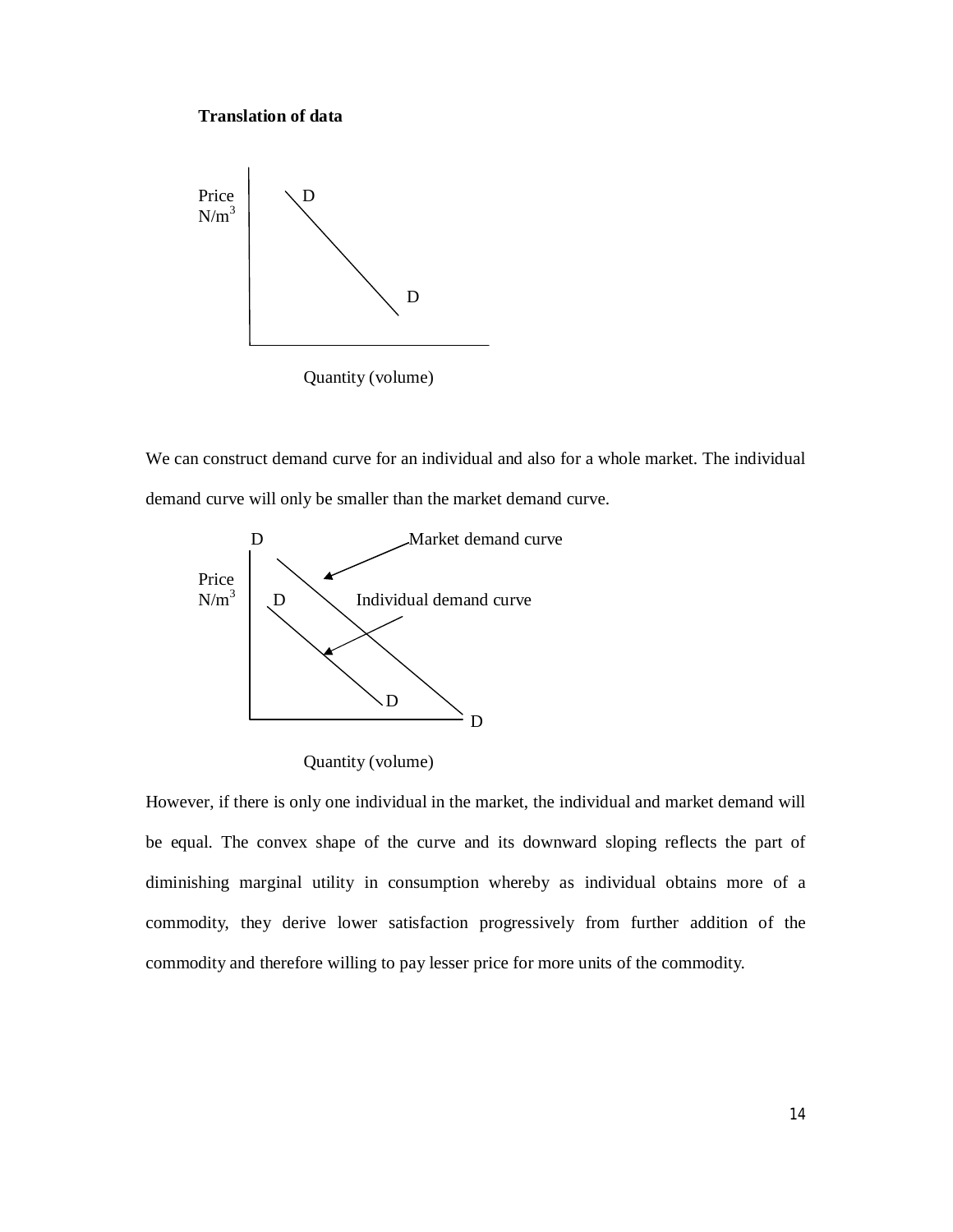**Translation of data**

Price N/$m^3$

D

D

Quantity (volume)

We can construct demand curve for an individual and also for a whole market. The individual demand curve will only be smaller than the market demand curve.

D Market demand curve

Price N/$m^3$ D Individual demand curve

D

D

Quantity (volume)

However, if there is only one individual in the market, the individual and market demand will be equal. The convex shape of the curve and its downward sloping reflects the part of diminishing marginal utility in consumption whereby as individual obtains more of a commodity, they derive lower satisfaction progressively from further addition of the commodity and therefore willing to pay lesser price for more units of the commodity.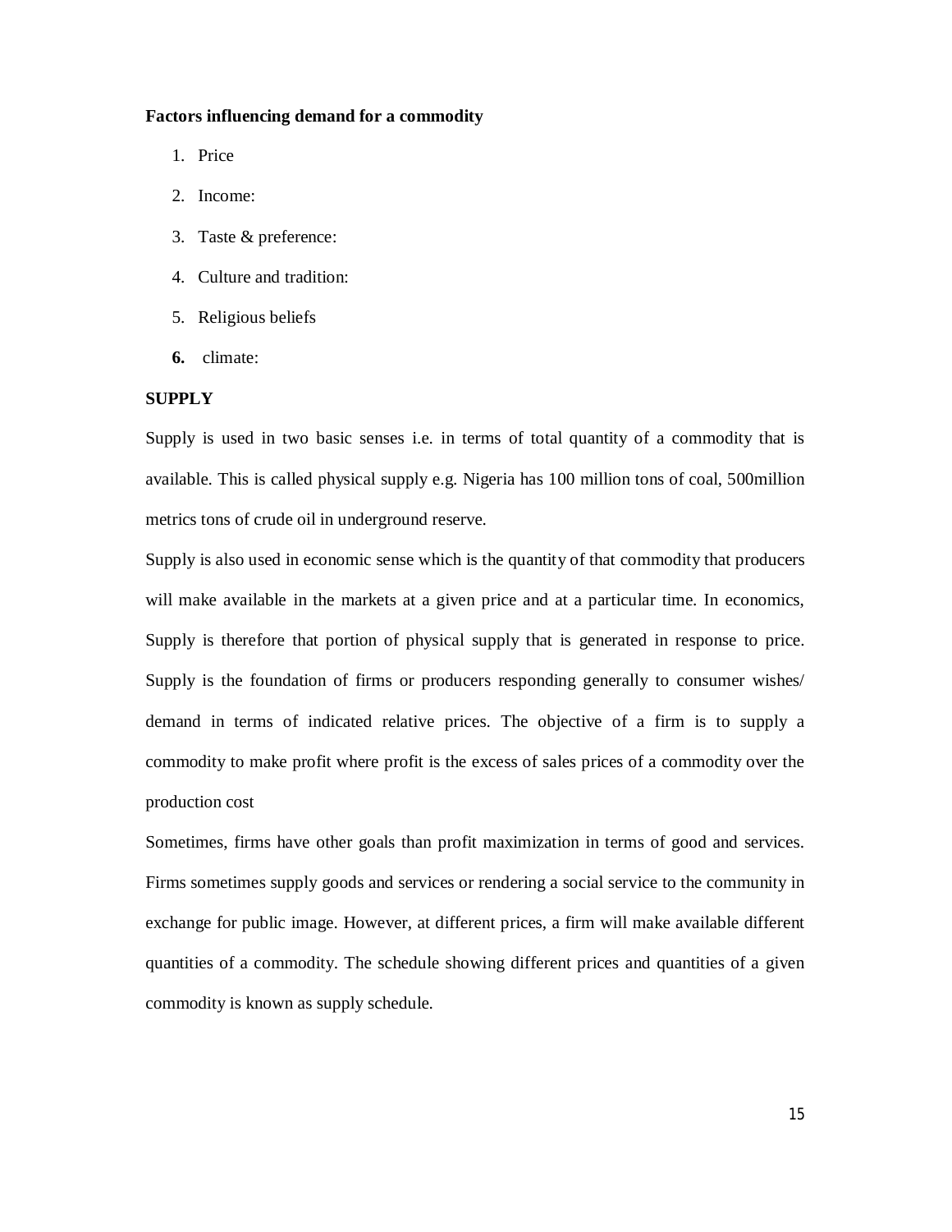**Factors influencing demand for a commodity**

1. Price
2. Income:
3. Taste & preference:
4. Culture and tradition:
5. Religious beliefs
6. climate:

**SUPPLY**

Supply is used in two basic senses i.e. in terms of total quantity of a commodity that is available. This is called physical supply e.g. Nigeria has 100 million tons of coal, 500million metrics tons of crude oil in underground reserve.

Supply is also used in economic sense which is the quantity of that commodity that producers will make available in the markets at a given price and at a particular time. In economics, Supply is therefore that portion of physical supply that is generated in response to price. Supply is the foundation of firms or producers responding generally to consumer wishes/ demand in terms of indicated relative prices. The objective of a firm is to supply a commodity to make profit where profit is the excess of sales prices of a commodity over the production cost

Sometimes, firms have other goals than profit maximization in terms of good and services. Firms sometimes supply goods and services or rendering a social service to the community in exchange for public image. However, at different prices, a firm will make available different quantities of a commodity. The schedule showing different prices and quantities of a given commodity is known as supply schedule.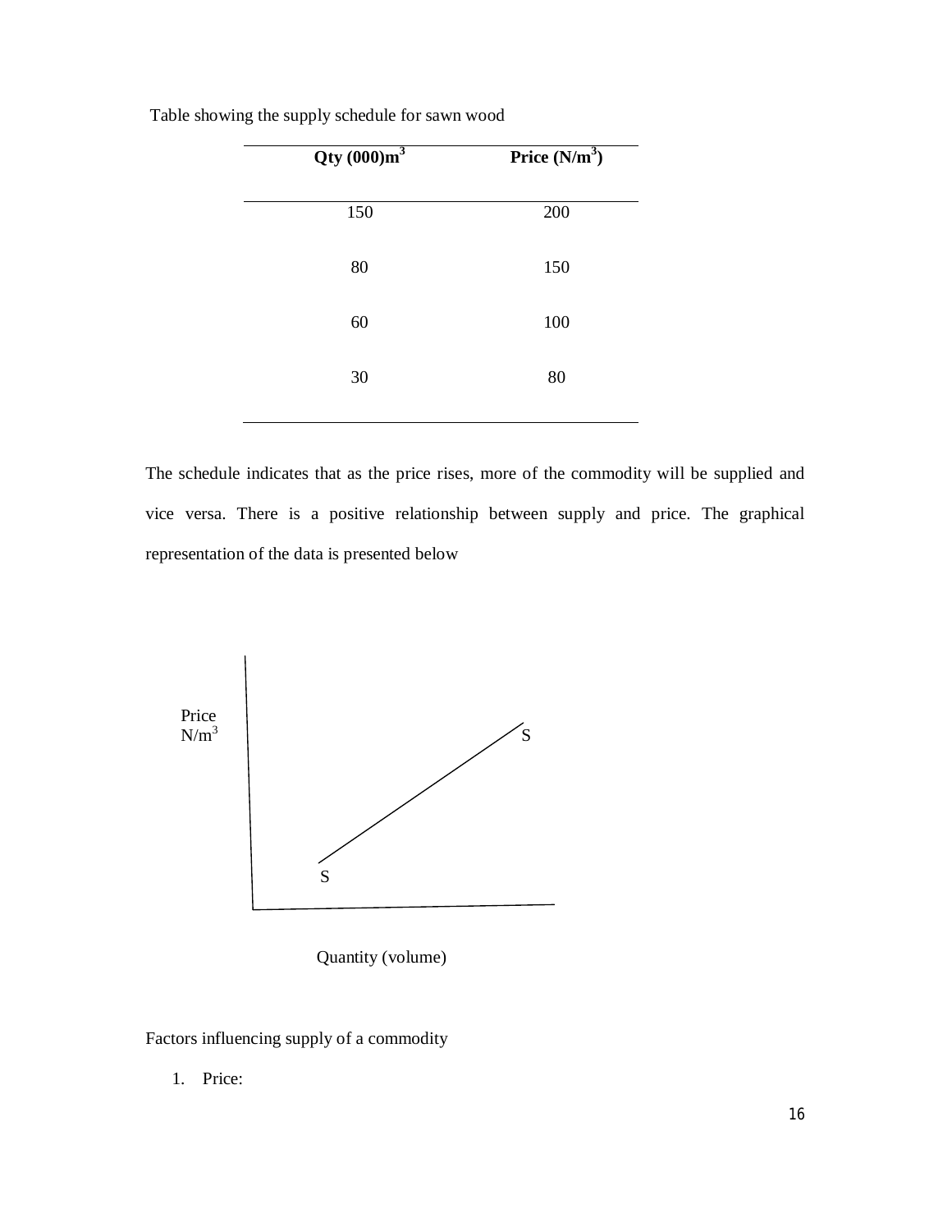Table showing the supply schedule for sawn wood

| Qty (000)$m^3$ | Price ($N/m^3$) |
|---|---|
| 150 | 200 |
| 80 | 150 |
| 60 | 100 |
| 30 | 80 |

The schedule indicates that as the price rises, more of the commodity will be supplied and vice versa. There is a positive relationship between supply and price. The graphical representation of the data is presented below

Price $N/m^3$

S

S

Quantity (volume)

Factors influencing supply of a commodity

1. Price: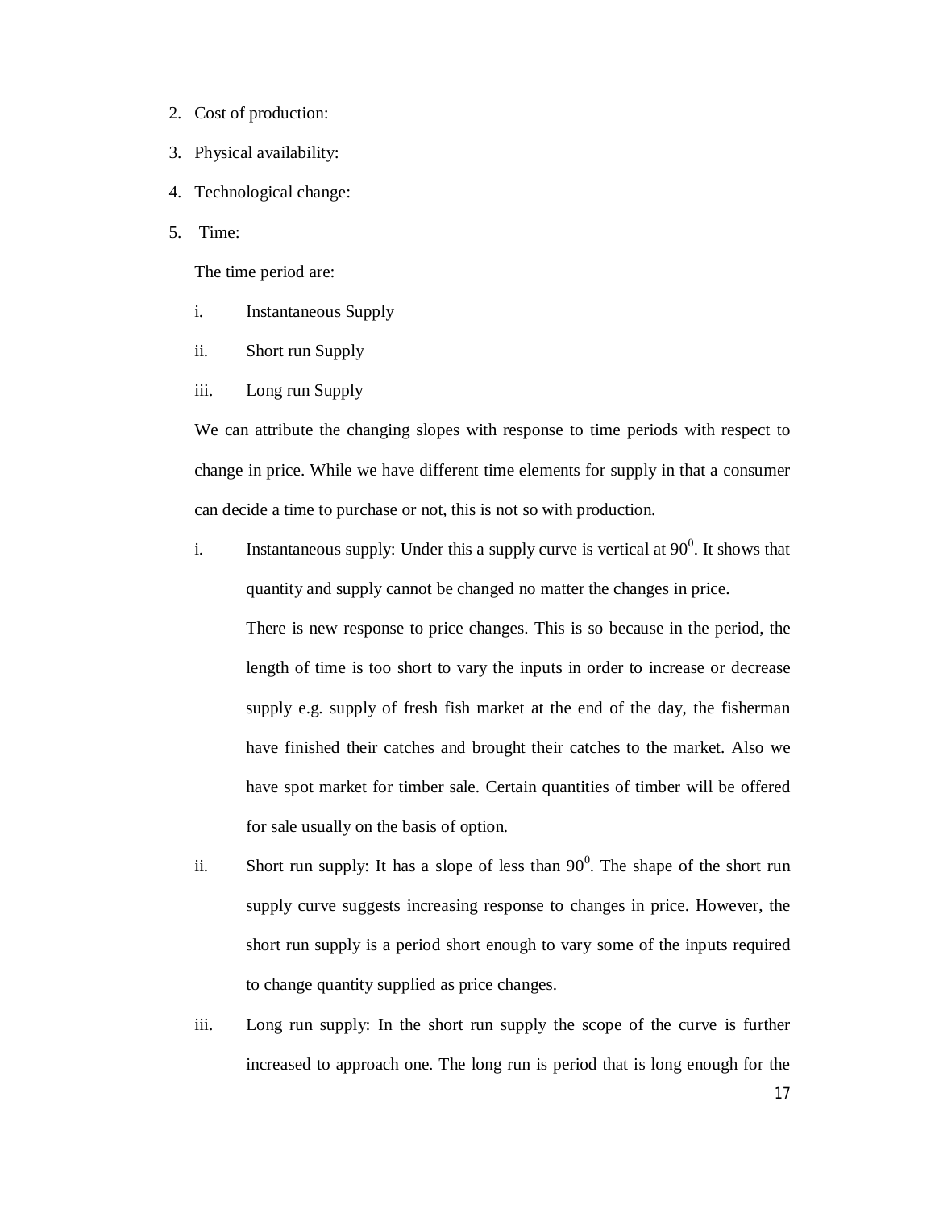2. Cost of production:
3. Physical availability:
4. Technological change:
5. Time:

   The time period are:

   i. Instantaneous Supply

   ii. Short run Supply

   iii. Long run Supply

   We can attribute the changing slopes with response to time periods with respect to change in price. While we have different time elements for supply in that a consumer can decide a time to purchase or not, this is not so with production.

   i. Instantaneous supply: Under this a supply curve is vertical at $90^0$. It shows that quantity and supply cannot be changed no matter the changes in price.

      There is new response to price changes. This is so because in the period, the length of time is too short to vary the inputs in order to increase or decrease supply e.g. supply of fresh fish market at the end of the day, the fisherman have finished their catches and brought their catches to the market. Also we have spot market for timber sale. Certain quantities of timber will be offered for sale usually on the basis of option.

   ii. Short run supply: It has a slope of less than $90^0$. The shape of the short run supply curve suggests increasing response to changes in price. However, the short run supply is a period short enough to vary some of the inputs required to change quantity supplied as price changes.

   iii. Long run supply: In the short run supply the scope of the curve is further increased to approach one. The long run is period that is long enough for the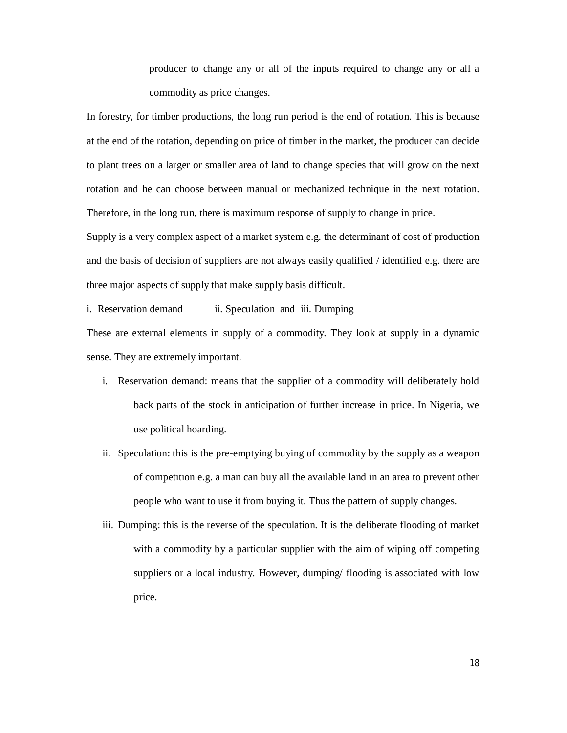producer to change any or all of the inputs required to change any or all a commodity as price changes.

In forestry, for timber productions, the long run period is the end of rotation. This is because at the end of the rotation, depending on price of timber in the market, the producer can decide to plant trees on a larger or smaller area of land to change species that will grow on the next rotation and he can choose between manual or mechanized technique in the next rotation. Therefore, in the long run, there is maximum response of supply to change in price.

Supply is a very complex aspect of a market system e.g. the determinant of cost of production and the basis of decision of suppliers are not always easily qualified / identified e.g. there are three major aspects of supply that make supply basis difficult.

i. Reservation demand ii. Speculation and iii. Dumping

These are external elements in supply of a commodity. They look at supply in a dynamic sense. They are extremely important.

i. Reservation demand: means that the supplier of a commodity will deliberately hold back parts of the stock in anticipation of further increase in price. In Nigeria, we use political hoarding.

ii. Speculation: this is the pre-emptying buying of commodity by the supply as a weapon of competition e.g. a man can buy all the available land in an area to prevent other people who want to use it from buying it. Thus the pattern of supply changes.

iii. Dumping: this is the reverse of the speculation. It is the deliberate flooding of market with a commodity by a particular supplier with the aim of wiping off competing suppliers or a local industry. However, dumping/ flooding is associated with low price.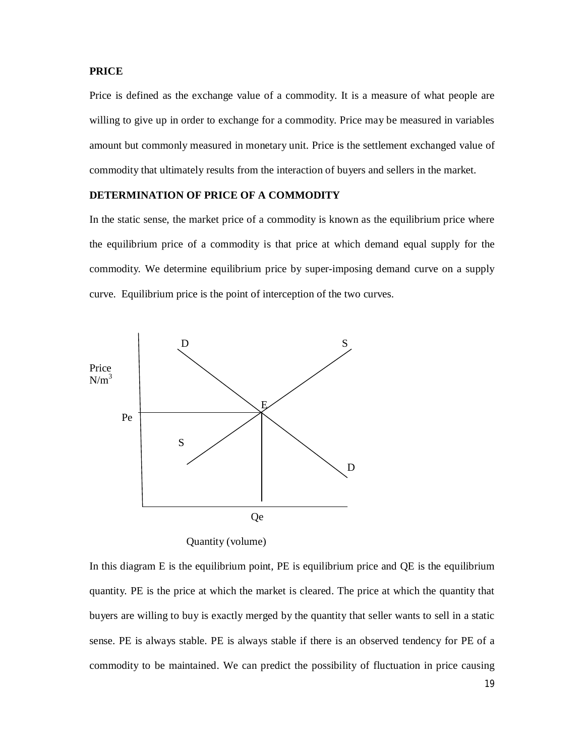**PRICE**

Price is defined as the exchange value of a commodity. It is a measure of what people are willing to give up in order to exchange for a commodity. Price may be measured in variables amount but commonly measured in monetary unit. Price is the settlement exchanged value of commodity that ultimately results from the interaction of buyers and sellers in the market.

**DETERMINATION OF PRICE OF A COMMODITY**

In the static sense, the market price of a commodity is known as the equilibrium price where the equilibrium price of a commodity is that price at which demand equal supply for the commodity. We determine equilibrium price by super-imposing demand curve on a supply curve. Equilibrium price is the point of interception of the two curves.

In this diagram E is the equilibrium point, PE is equilibrium price and QE is the equilibrium quantity. PE is the price at which the market is cleared. The price at which the quantity that buyers are willing to buy is exactly merged by the quantity that seller wants to sell in a static sense. PE is always stable. PE is always stable if there is an observed tendency for PE of a commodity to be maintained. We can predict the possibility of fluctuation in price causing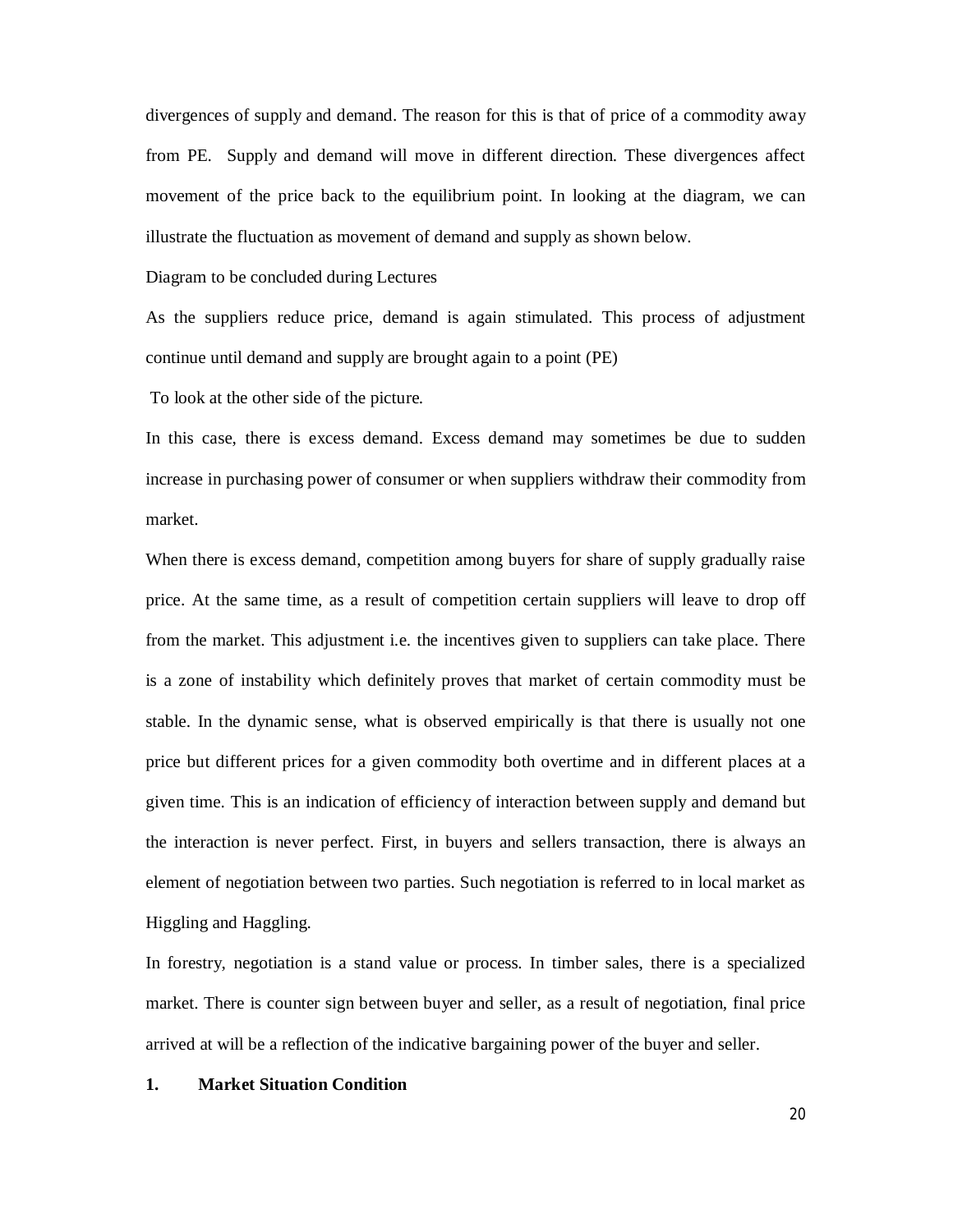divergences of supply and demand. The reason for this is that of price of a commodity away from PE. Supply and demand will move in different direction. These divergences affect movement of the price back to the equilibrium point. In looking at the diagram, we can illustrate the fluctuation as movement of demand and supply as shown below.

Diagram to be concluded during Lectures

As the suppliers reduce price, demand is again stimulated. This process of adjustment continue until demand and supply are brought again to a point (PE)

To look at the other side of the picture.

In this case, there is excess demand. Excess demand may sometimes be due to sudden increase in purchasing power of consumer or when suppliers withdraw their commodity from market.

When there is excess demand, competition among buyers for share of supply gradually raise price. At the same time, as a result of competition certain suppliers will leave to drop off from the market. This adjustment i.e. the incentives given to suppliers can take place. There is a zone of instability which definitely proves that market of certain commodity must be stable. In the dynamic sense, what is observed empirically is that there is usually not one price but different prices for a given commodity both overtime and in different places at a given time. This is an indication of efficiency of interaction between supply and demand but the interaction is never perfect. First, in buyers and sellers transaction, there is always an element of negotiation between two parties. Such negotiation is referred to in local market as Higgling and Haggling.

In forestry, negotiation is a stand value or process. In timber sales, there is a specialized market. There is counter sign between buyer and seller, as a result of negotiation, final price arrived at will be a reflection of the indicative bargaining power of the buyer and seller.

**1. Market Situation Condition**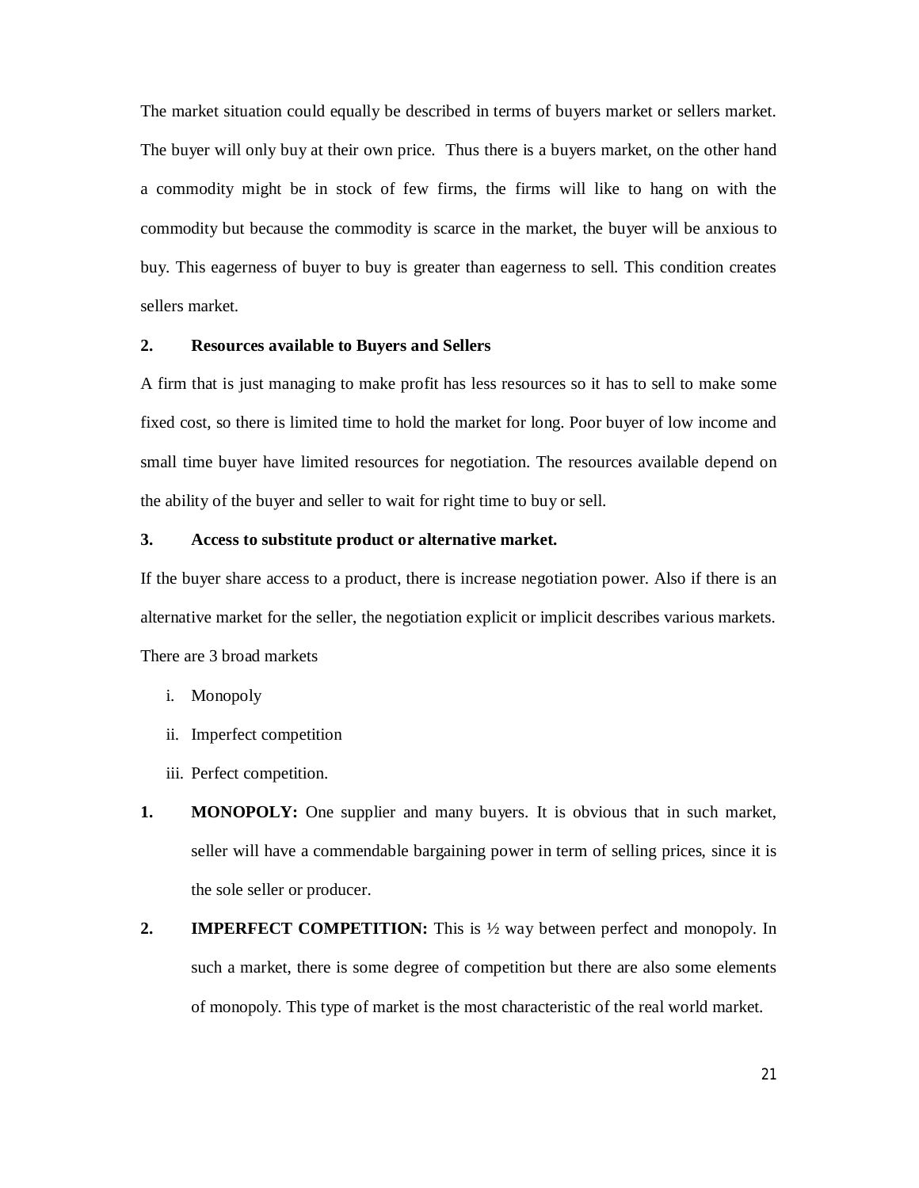The market situation could equally be described in terms of buyers market or sellers market. The buyer will only buy at their own price. Thus there is a buyers market, on the other hand a commodity might be in stock of few firms, the firms will like to hang on with the commodity but because the commodity is scarce in the market, the buyer will be anxious to buy. This eagerness of buyer to buy is greater than eagerness to sell. This condition creates sellers market.

**2. Resources available to Buyers and Sellers**

A firm that is just managing to make profit has less resources so it has to sell to make some fixed cost, so there is limited time to hold the market for long. Poor buyer of low income and small time buyer have limited resources for negotiation. The resources available depend on the ability of the buyer and seller to wait for right time to buy or sell.

**3. Access to substitute product or alternative market.**

If the buyer share access to a product, there is increase negotiation power. Also if there is an alternative market for the seller, the negotiation explicit or implicit describes various markets. There are 3 broad markets

i. Monopoly
ii. Imperfect competition
iii. Perfect competition.

1. **MONOPOLY:** One supplier and many buyers. It is obvious that in such market, seller will have a commendable bargaining power in term of selling prices, since it is the sole seller or producer.

2. **IMPERFECT COMPETITION:** This is ½ way between perfect and monopoly. In such a market, there is some degree of competition but there are also some elements of monopoly. This type of market is the most characteristic of the real world market.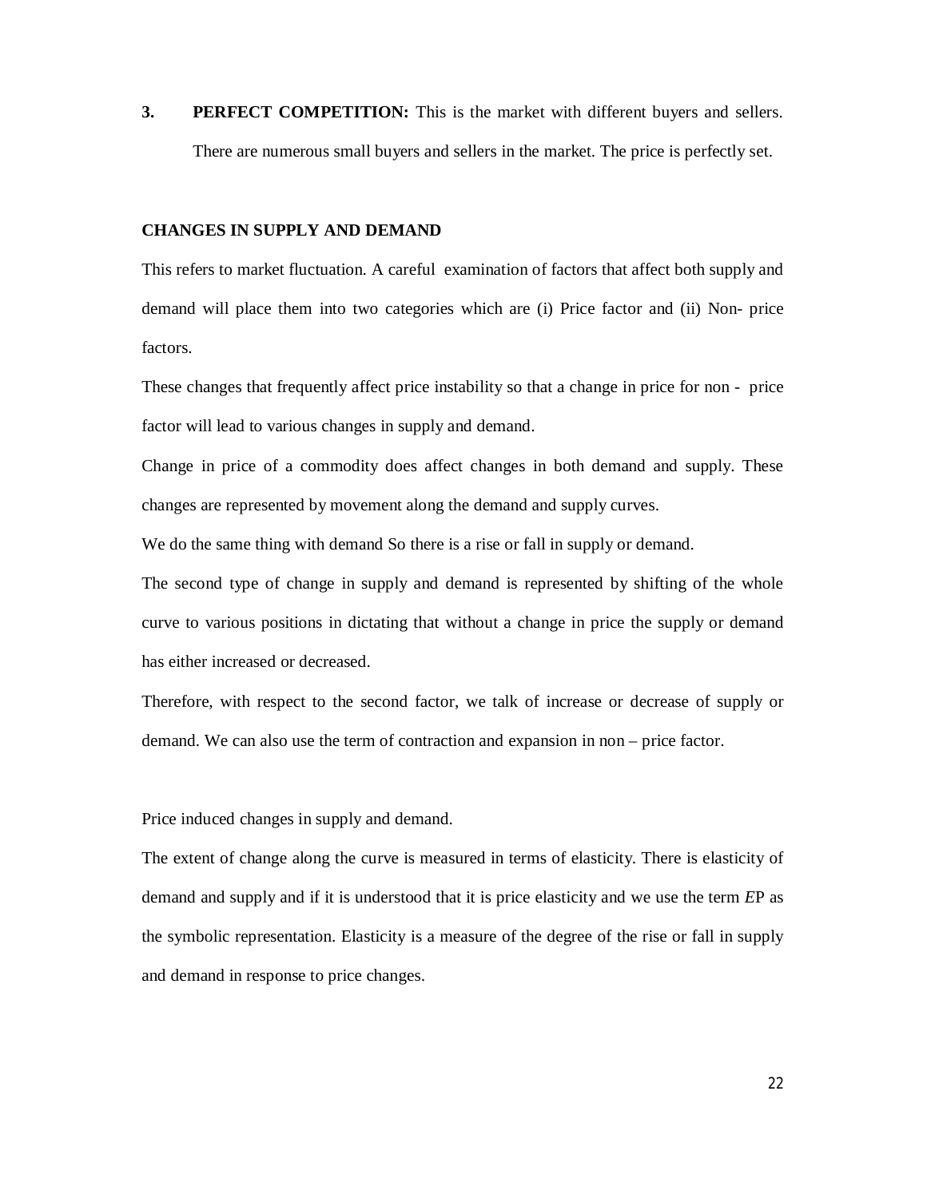3. **PERFECT COMPETITION:** This is the market with different buyers and sellers. There are numerous small buyers and sellers in the market. The price is perfectly set.

**CHANGES IN SUPPLY AND DEMAND**

This refers to market fluctuation. A careful examination of factors that affect both supply and demand will place them into two categories which are (i) Price factor and (ii) Non- price factors.

These changes that frequently affect price instability so that a change in price for non - price factor will lead to various changes in supply and demand.

Change in price of a commodity does affect changes in both demand and supply. These changes are represented by movement along the demand and supply curves.

We do the same thing with demand So there is a rise or fall in supply or demand.

The second type of change in supply and demand is represented by shifting of the whole curve to various positions in dictating that without a change in price the supply or demand has either increased or decreased.

Therefore, with respect to the second factor, we talk of increase or decrease of supply or demand. We can also use the term of contraction and expansion in non – price factor.

Price induced changes in supply and demand.

The extent of change along the curve is measured in terms of elasticity. There is elasticity of demand and supply and if it is understood that it is price elasticity and we use the term *E*P as the symbolic representation. Elasticity is a measure of the degree of the rise or fall in supply and demand in response to price changes.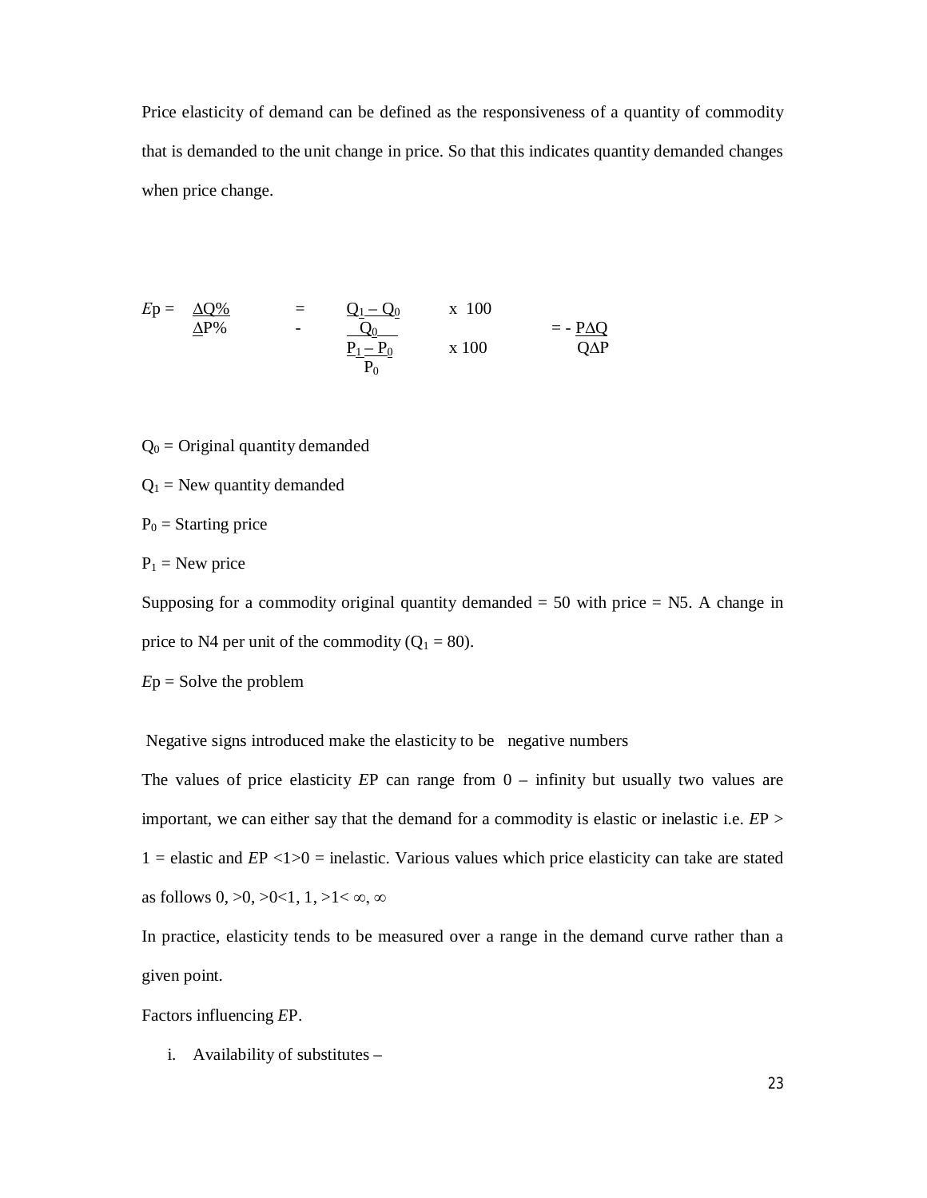Price elasticity of demand can be defined as the responsiveness of a quantity of commodity that is demanded to the unit change in price. So that this indicates quantity demanded changes when price change.

$$Ep = \frac{\Delta Q\%}{\Delta P\%} = - \frac{\frac{Q_1 - Q_0}{Q_0} \times 100}{\frac{P_1 - P_0}{P_0} \times 100} = - \frac{P\Delta Q}{Q\Delta P}$$

$Q_0$ = Original quantity demanded

$Q_1$ = New quantity demanded

$P_0$ = Starting price

$P_1$ = New price

Supposing for a commodity original quantity demanded = 50 with price = N5. A change in price to N4 per unit of the commodity ($Q_1 = 80$).

*E*p = Solve the problem

Negative signs introduced make the elasticity to be negative numbers

The values of price elasticity *E*P can range from 0 – infinity but usually two values are important, we can either say that the demand for a commodity is elastic or inelastic i.e. *E*P > 1 = elastic and *E*P <1>0 = inelastic. Various values which price elasticity can take are stated as follows 0, >0, >0<1, 1, >1< ∞, ∞

In practice, elasticity tends to be measured over a range in the demand curve rather than a given point.

Factors influencing *E*P.

i. Availability of substitutes –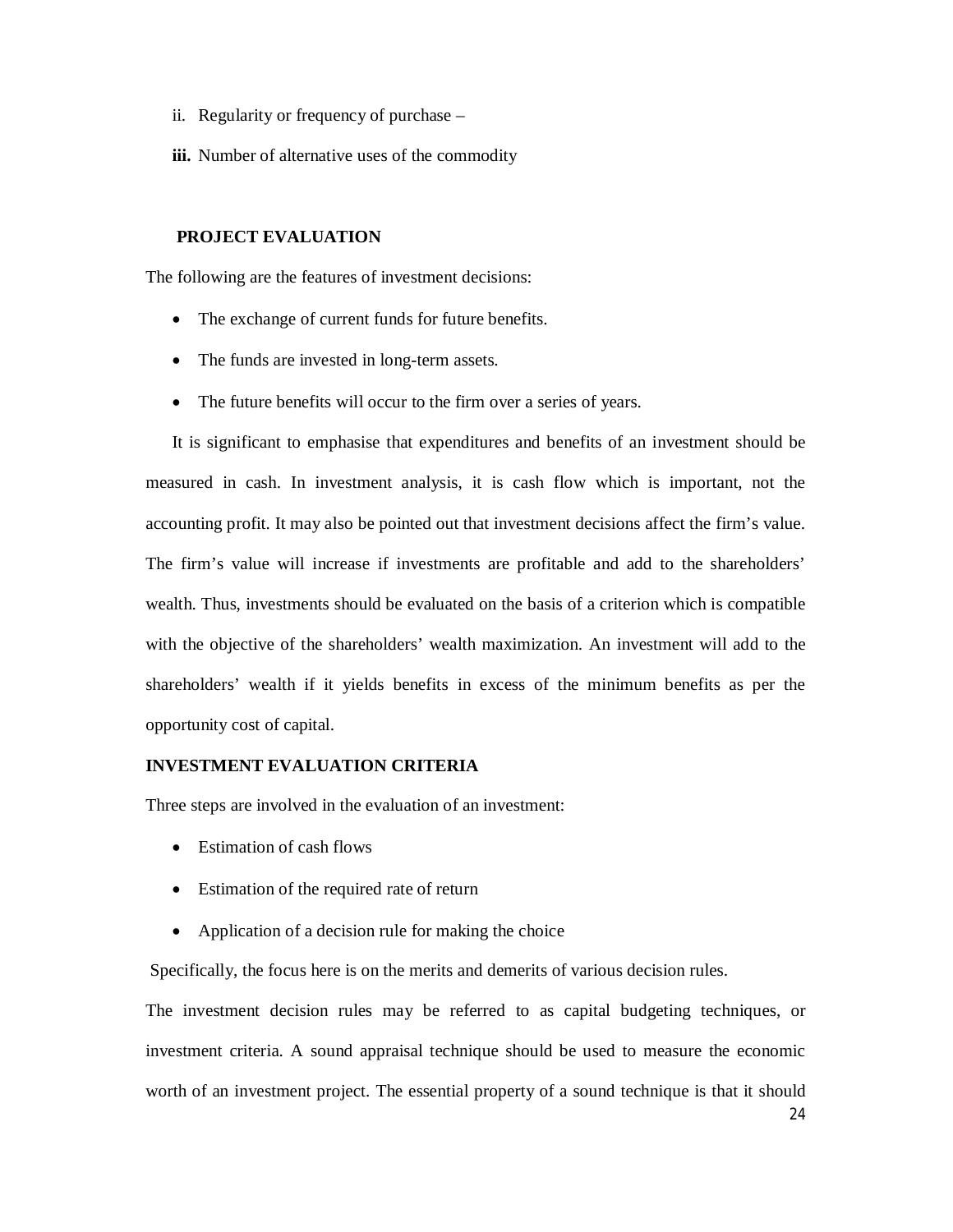ii. Regularity or frequency of purchase –

**iii.** Number of alternative uses of the commodity

## PROJECT EVALUATION

The following are the features of investment decisions:

- The exchange of current funds for future benefits.
- The funds are invested in long-term assets.
- The future benefits will occur to the firm over a series of years.

It is significant to emphasise that expenditures and benefits of an investment should be measured in cash. In investment analysis, it is cash flow which is important, not the accounting profit. It may also be pointed out that investment decisions affect the firm's value. The firm's value will increase if investments are profitable and add to the shareholders' wealth. Thus, investments should be evaluated on the basis of a criterion which is compatible with the objective of the shareholders' wealth maximization. An investment will add to the shareholders' wealth if it yields benefits in excess of the minimum benefits as per the opportunity cost of capital.

## INVESTMENT EVALUATION CRITERIA

Three steps are involved in the evaluation of an investment:

- Estimation of cash flows
- Estimation of the required rate of return
- Application of a decision rule for making the choice

Specifically, the focus here is on the merits and demerits of various decision rules.

The investment decision rules may be referred to as capital budgeting techniques, or investment criteria. A sound appraisal technique should be used to measure the economic worth of an investment project. The essential property of a sound technique is that it should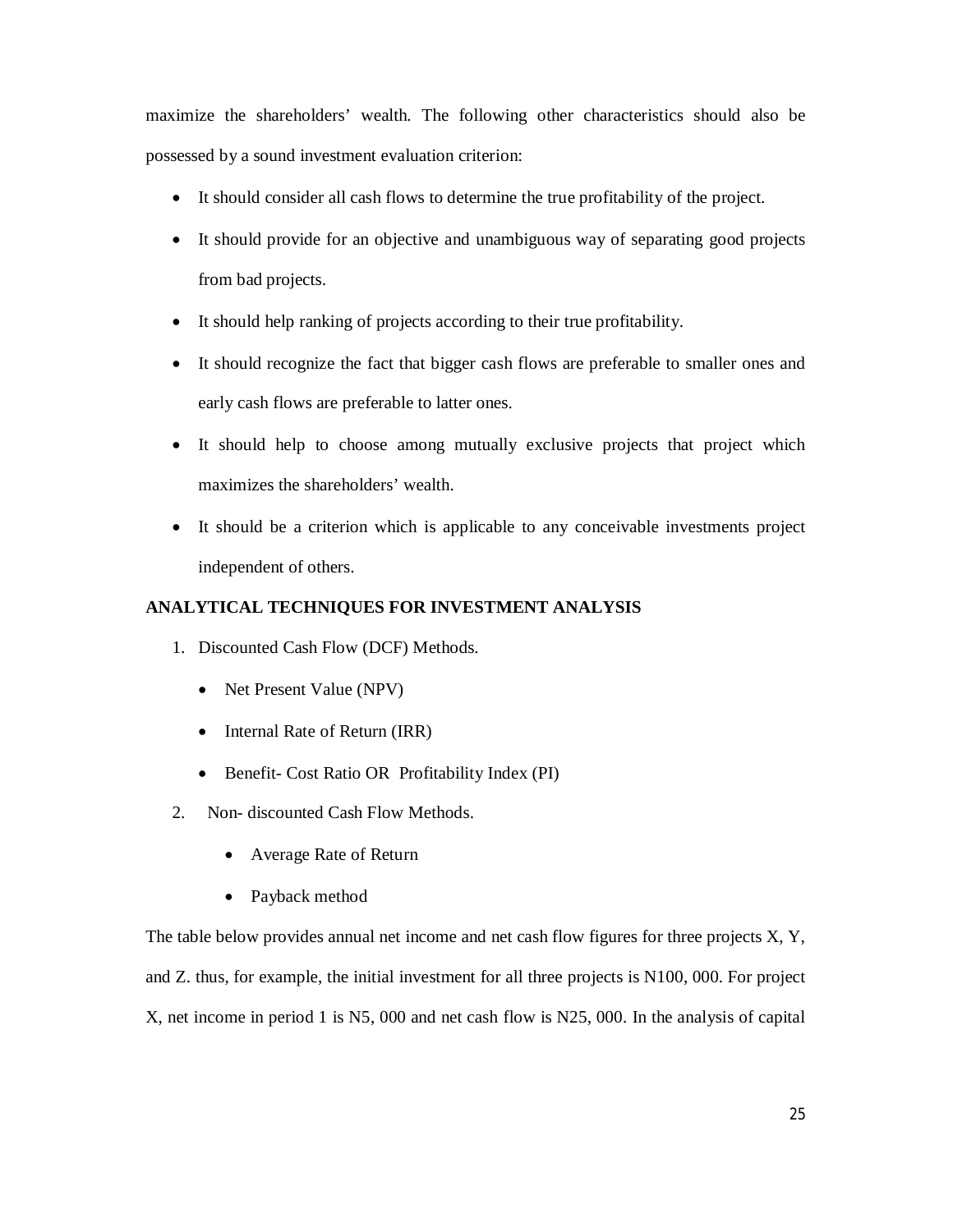maximize the shareholders' wealth. The following other characteristics should also be possessed by a sound investment evaluation criterion:

- It should consider all cash flows to determine the true profitability of the project.
- It should provide for an objective and unambiguous way of separating good projects from bad projects.
- It should help ranking of projects according to their true profitability.
- It should recognize the fact that bigger cash flows are preferable to smaller ones and early cash flows are preferable to latter ones.
- It should help to choose among mutually exclusive projects that project which maximizes the shareholders' wealth.
- It should be a criterion which is applicable to any conceivable investments project independent of others.

**ANALYTICAL TECHNIQUES FOR INVESTMENT ANALYSIS**

1. Discounted Cash Flow (DCF) Methods.
   - Net Present Value (NPV)
   - Internal Rate of Return (IRR)
   - Benefit- Cost Ratio OR Profitability Index (PI)
2. Non- discounted Cash Flow Methods.
   - Average Rate of Return
   - Payback method

The table below provides annual net income and net cash flow figures for three projects X, Y, and Z. thus, for example, the initial investment for all three projects is N100, 000. For project X, net income in period 1 is N5, 000 and net cash flow is N25, 000. In the analysis of capital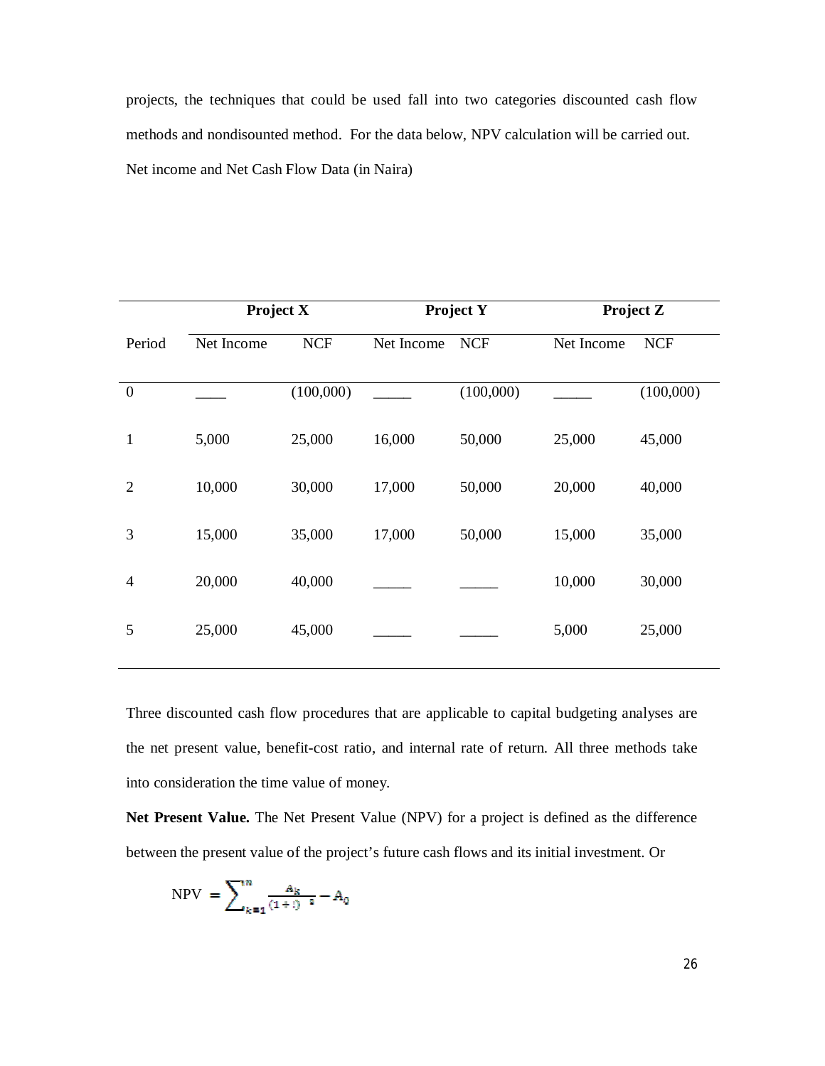projects, the techniques that could be used fall into two categories discounted cash flow methods and nondisounted method. For the data below, NPV calculation will be carried out.

Net income and Net Cash Flow Data (in Naira)

| | Project X | | Project Y | | Project Z | |
|---|---|---|---|---|---|---|
| Period | Net Income | NCF | Net Income | NCF | Net Income | NCF |
| 0 | ____ | (100,000) | _____ | (100,000) | _____ | (100,000) |
| 1 | 5,000 | 25,000 | 16,000 | 50,000 | 25,000 | 45,000 |
| 2 | 10,000 | 30,000 | 17,000 | 50,000 | 20,000 | 40,000 |
| 3 | 15,000 | 35,000 | 17,000 | 50,000 | 15,000 | 35,000 |
| 4 | 20,000 | 40,000 | _____ | _____ | 10,000 | 30,000 |
| 5 | 25,000 | 45,000 | _____ | _____ | 5,000 | 25,000 |

Three discounted cash flow procedures that are applicable to capital budgeting analyses are the net present value, benefit-cost ratio, and internal rate of return. All three methods take into consideration the time value of money.

**Net Present Value.** The Net Present Value (NPV) for a project is defined as the difference between the present value of the project's future cash flows and its initial investment. Or

$$\text{NPV} = \sum_{k=1}^{n} \frac{A_k}{(1+i)^k} - A_0$$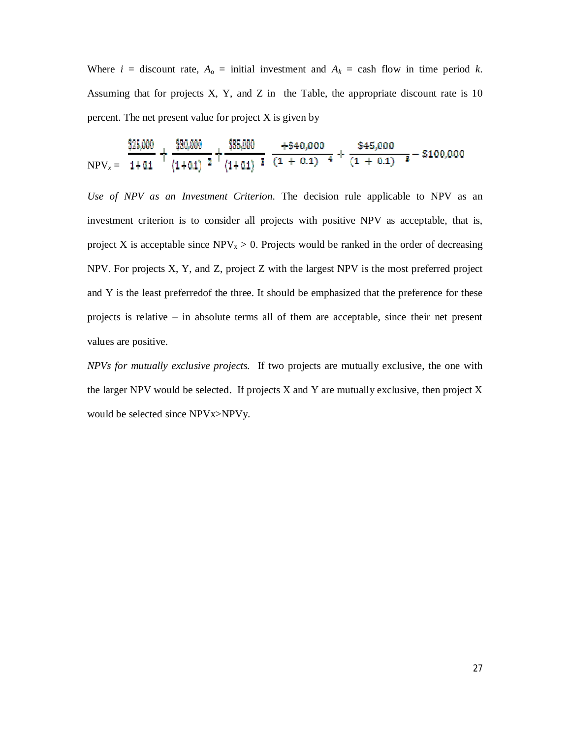Where $i$ = discount rate, $A_o$ = initial investment and $A_k$ = cash flow in time period $k$. Assuming that for projects X, Y, and Z in the Table, the appropriate discount rate is 10 percent. The net present value for project X is given by

$$NPV_x = \frac{\$25,000}{1+0.1} + \frac{\$30,000}{(1+0.1)^2} + \frac{\$35,000}{(1+0.1)^3} + \frac{\$40,000}{(1+0.1)^4} + \frac{\$45,000}{(1+0.1)^5} - \$100,000$$

*Use of NPV as an Investment Criterion.* The decision rule applicable to NPV as an investment criterion is to consider all projects with positive NPV as acceptable, that is, project X is acceptable since $NPV_x > 0$. Projects would be ranked in the order of decreasing NPV. For projects X, Y, and Z, project Z with the largest NPV is the most preferred project and Y is the least preferredof the three. It should be emphasized that the preference for these projects is relative – in absolute terms all of them are acceptable, since their net present values are positive.

*NPVs for mutually exclusive projects.* If two projects are mutually exclusive, the one with the larger NPV would be selected. If projects X and Y are mutually exclusive, then project X would be selected since $NPVx > NPVy$.